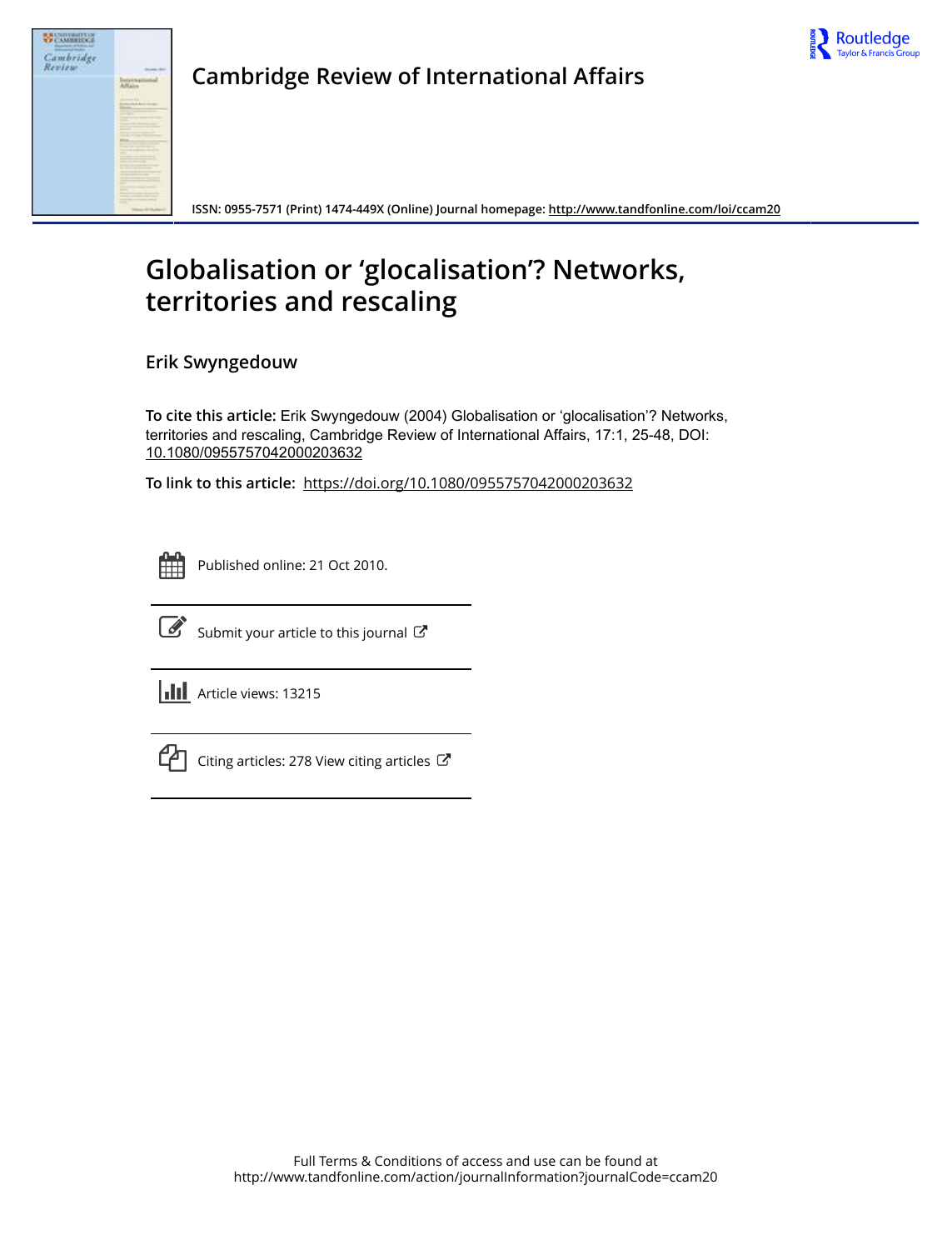# Cambridge Review of International Affairs

ISSN: 0955-7571 (Print) 1474-449X (Online) Journal homepage: http://www.tandfonline.com/loi/ccam20

# Globalisation or 'glocalisation'? Networks, territories and rescaling

**Erik Swyngedouw**

**To cite this article:** Erik Swyngedouw (2004) Globalisation or 'glocalisation'? Networks, territories and rescaling, Cambridge Review of International Affairs, 17:1, 25-48, DOI: 10.1080/0955757042000203632

**To link to this article:** https://doi.org/10.1080/0955757042000203632

Published online: 21 Oct 2010.

Submit your article to this journal

Article views: 13215

Citing articles: 278 View citing articles

Full Terms & Conditions of access and use can be found at
http://www.tandfonline.com/action/journalInformation?journalCode=ccam20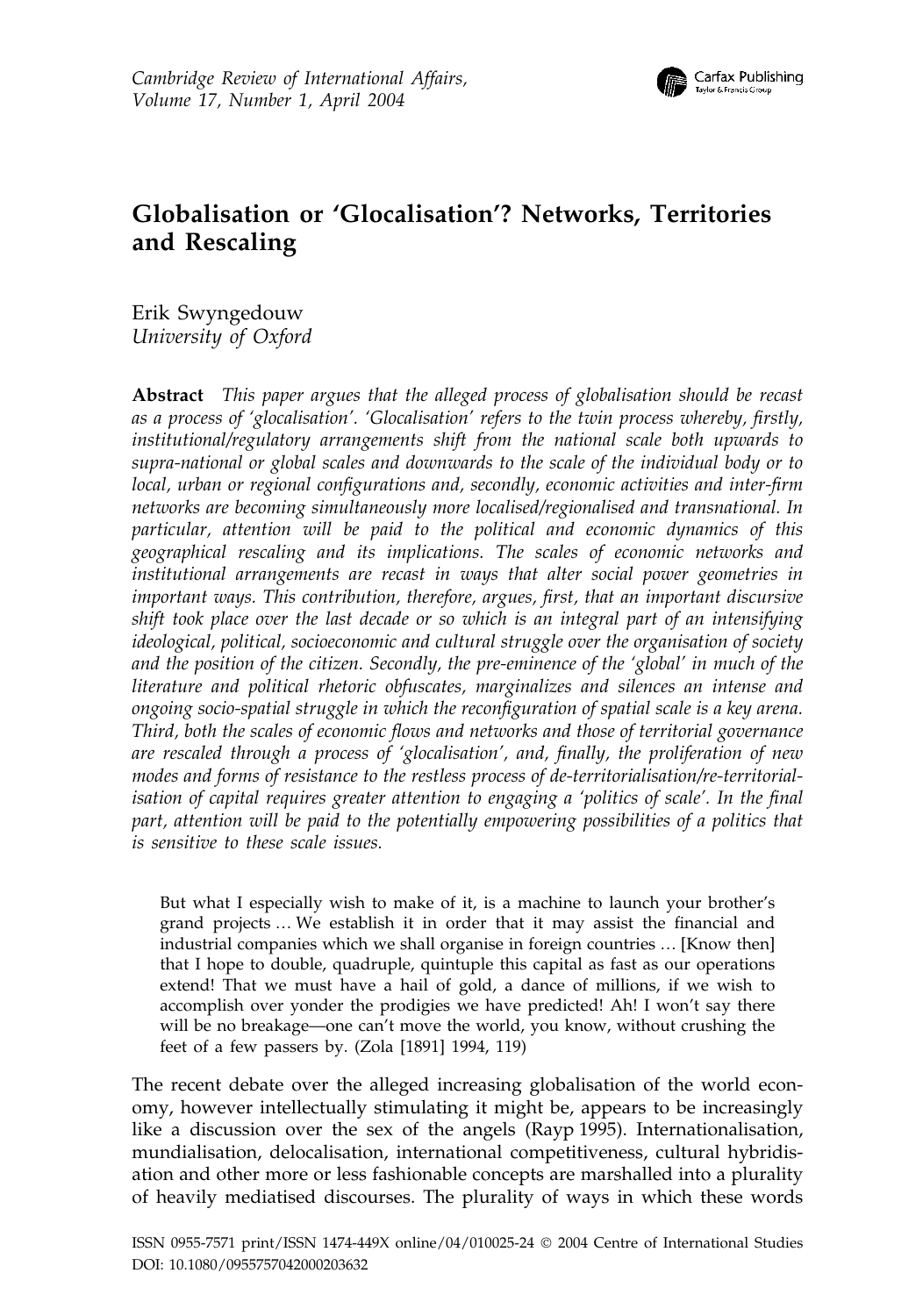# Globalisation or 'Glocalisation'? Networks, Territories and Rescaling

Erik Swyngedouw
*University of Oxford*

**Abstract** *This paper argues that the alleged process of globalisation should be recast as a process of 'glocalisation'. 'Glocalisation' refers to the twin process whereby, firstly, institutional/regulatory arrangements shift from the national scale both upwards to supra-national or global scales and downwards to the scale of the individual body or to local, urban or regional configurations and, secondly, economic activities and inter-firm networks are becoming simultaneously more localised/regionalised and transnational. In particular, attention will be paid to the political and economic dynamics of this geographical rescaling and its implications. The scales of economic networks and institutional arrangements are recast in ways that alter social power geometries in important ways. This contribution, therefore, argues, first, that an important discursive shift took place over the last decade or so which is an integral part of an intensifying ideological, political, socioeconomic and cultural struggle over the organisation of society and the position of the citizen. Secondly, the pre-eminence of the 'global' in much of the literature and political rhetoric obfuscates, marginalizes and silences an intense and ongoing socio-spatial struggle in which the reconfiguration of spatial scale is a key arena. Third, both the scales of economic flows and networks and those of territorial governance are rescaled through a process of 'glocalisation', and, finally, the proliferation of new modes and forms of resistance to the restless process of de-territorialisation/re-territorialisation of capital requires greater attention to engaging a 'politics of scale'. In the final part, attention will be paid to the potentially empowering possibilities of a politics that is sensitive to these scale issues.*

> But what I especially wish to make of it, is a machine to launch your brother's grand projects … We establish it in order that it may assist the financial and industrial companies which we shall organise in foreign countries … [Know then] that I hope to double, quadruple, quintuple this capital as fast as our operations extend! That we must have a hail of gold, a dance of millions, if we wish to accomplish over yonder the prodigies we have predicted! Ah! I won't say there will be no breakage—one can't move the world, you know, without crushing the feet of a few passers by. (Zola [1891] 1994, 119)

The recent debate over the alleged increasing globalisation of the world economy, however intellectually stimulating it might be, appears to be increasingly like a discussion over the sex of the angels (Rayp 1995). Internationalisation, mundialisation, delocalisation, international competitiveness, cultural hybridisation and other more or less fashionable concepts are marshalled into a plurality of heavily mediatised discourses. The plurality of ways in which these words

ISSN 0955-7571 print/ISSN 1474-449X online/04/010025-24 © 2004 Centre of International Studies
DOI: 10.1080/0955757042000203632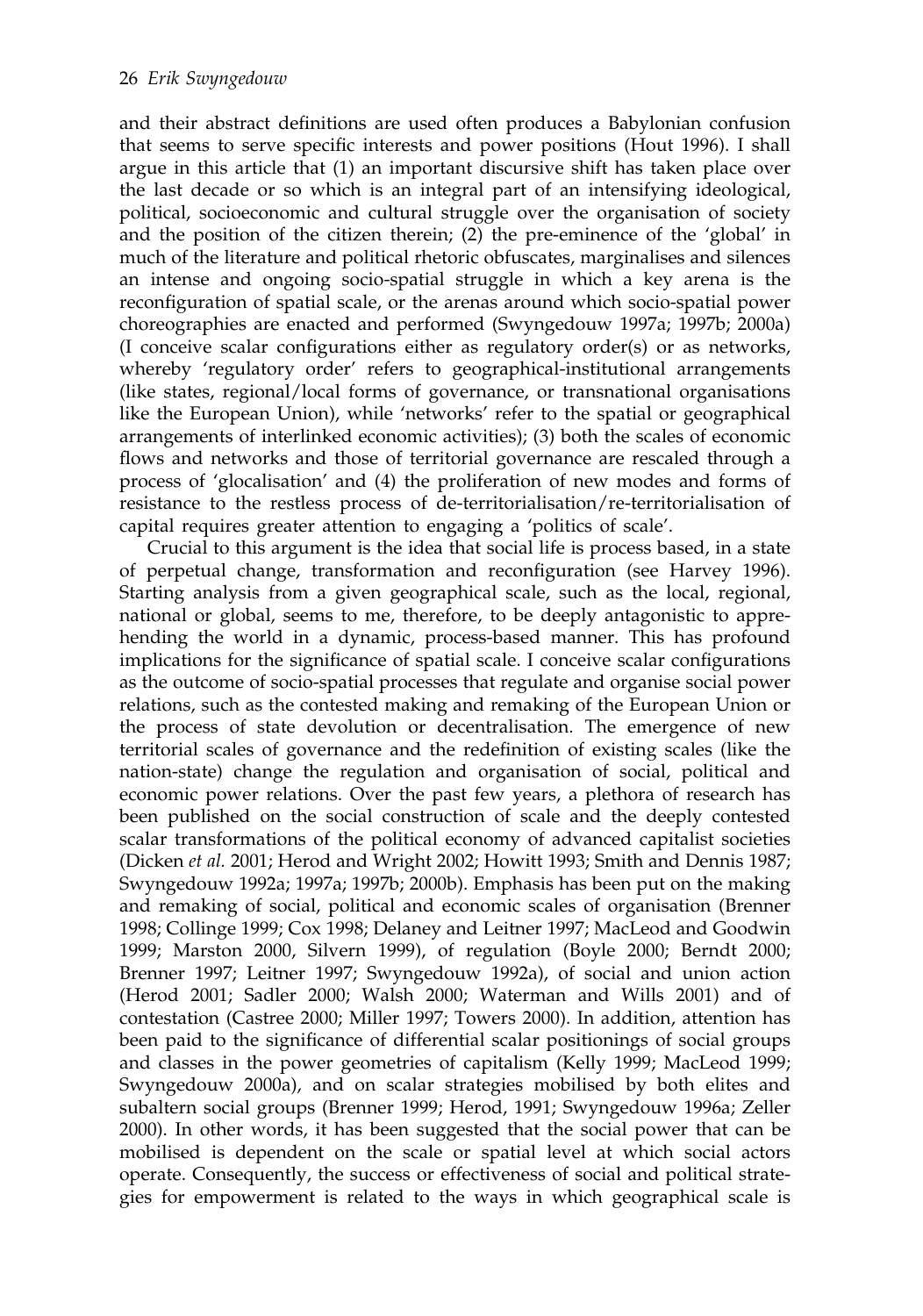and their abstract definitions are used often produces a Babylonian confusion that seems to serve specific interests and power positions (Hout 1996). I shall argue in this article that (1) an important discursive shift has taken place over the last decade or so which is an integral part of an intensifying ideological, political, socioeconomic and cultural struggle over the organisation of society and the position of the citizen therein; (2) the pre-eminence of the 'global' in much of the literature and political rhetoric obfuscates, marginalises and silences an intense and ongoing socio-spatial struggle in which a key arena is the reconfiguration of spatial scale, or the arenas around which socio-spatial power choreographies are enacted and performed (Swyngedouw 1997a; 1997b; 2000a) (I conceive scalar configurations either as regulatory order(s) or as networks, whereby 'regulatory order' refers to geographical-institutional arrangements (like states, regional/local forms of governance, or transnational organisations like the European Union), while 'networks' refer to the spatial or geographical arrangements of interlinked economic activities); (3) both the scales of economic flows and networks and those of territorial governance are rescaled through a process of 'glocalisation' and (4) the proliferation of new modes and forms of resistance to the restless process of de-territorialisation/re-territorialisation of capital requires greater attention to engaging a 'politics of scale'.

Crucial to this argument is the idea that social life is process based, in a state of perpetual change, transformation and reconfiguration (see Harvey 1996). Starting analysis from a given geographical scale, such as the local, regional, national or global, seems to me, therefore, to be deeply antagonistic to apprehending the world in a dynamic, process-based manner. This has profound implications for the significance of spatial scale. I conceive scalar configurations as the outcome of socio-spatial processes that regulate and organise social power relations, such as the contested making and remaking of the European Union or the process of state devolution or decentralisation. The emergence of new territorial scales of governance and the redefinition of existing scales (like the nation-state) change the regulation and organisation of social, political and economic power relations. Over the past few years, a plethora of research has been published on the social construction of scale and the deeply contested scalar transformations of the political economy of advanced capitalist societies (Dicken *et al.* 2001; Herod and Wright 2002; Howitt 1993; Smith and Dennis 1987; Swyngedouw 1992a; 1997a; 1997b; 2000b). Emphasis has been put on the making and remaking of social, political and economic scales of organisation (Brenner 1998; Collinge 1999; Cox 1998; Delaney and Leitner 1997; MacLeod and Goodwin 1999; Marston 2000, Silvern 1999), of regulation (Boyle 2000; Berndt 2000; Brenner 1997; Leitner 1997; Swyngedouw 1992a), of social and union action (Herod 2001; Sadler 2000; Walsh 2000; Waterman and Wills 2001) and of contestation (Castree 2000; Miller 1997; Towers 2000). In addition, attention has been paid to the significance of differential scalar positionings of social groups and classes in the power geometries of capitalism (Kelly 1999; MacLeod 1999; Swyngedouw 2000a), and on scalar strategies mobilised by both elites and subaltern social groups (Brenner 1999; Herod, 1991; Swyngedouw 1996a; Zeller 2000). In other words, it has been suggested that the social power that can be mobilised is dependent on the scale or spatial level at which social actors operate. Consequently, the success or effectiveness of social and political strategies for empowerment is related to the ways in which geographical scale is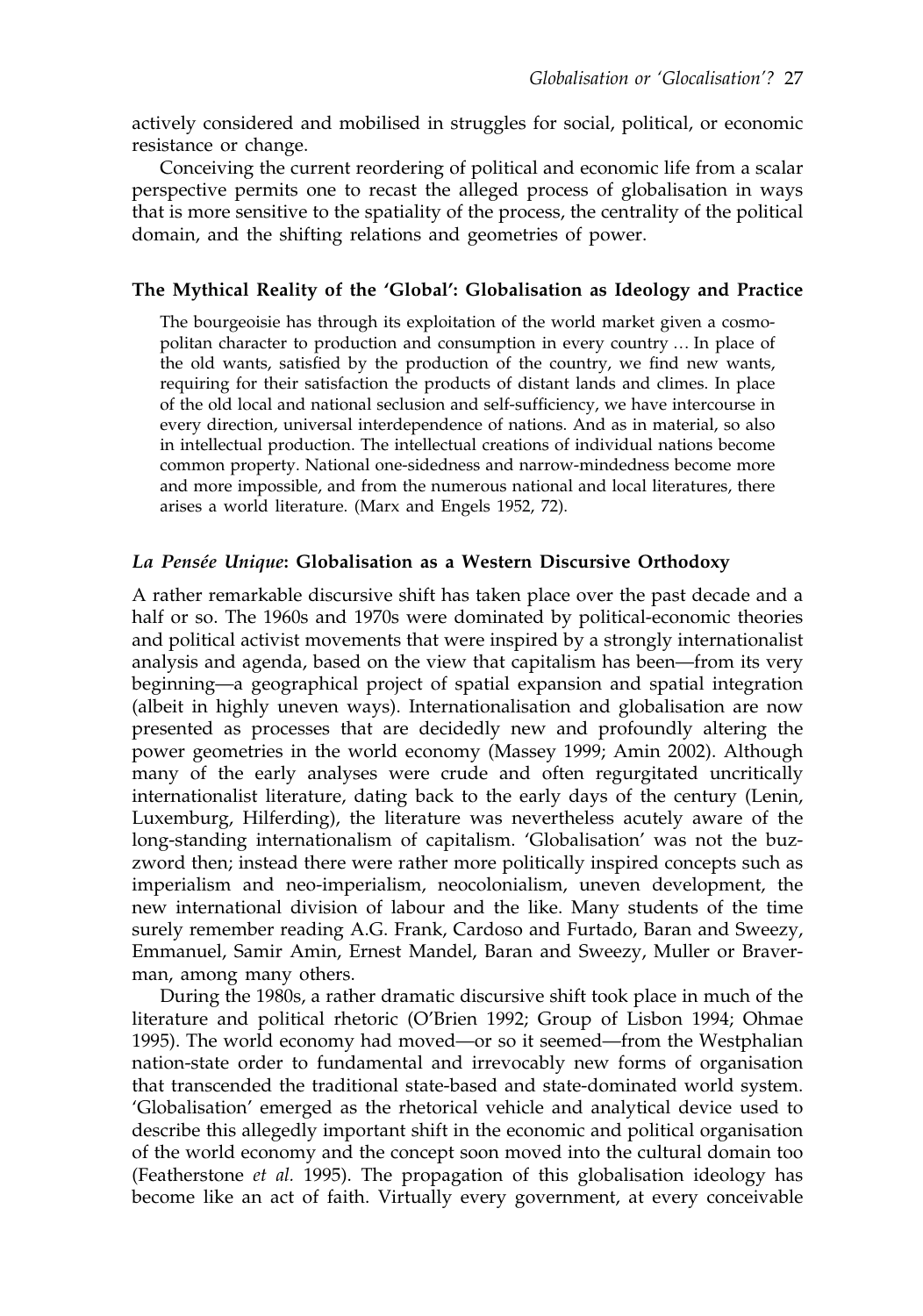actively considered and mobilised in struggles for social, political, or economic resistance or change.

Conceiving the current reordering of political and economic life from a scalar perspective permits one to recast the alleged process of globalisation in ways that is more sensitive to the spatiality of the process, the centrality of the political domain, and the shifting relations and geometries of power.

## The Mythical Reality of the 'Global': Globalisation as Ideology and Practice

> The bourgeoisie has through its exploitation of the world market given a cosmopolitan character to production and consumption in every country … In place of the old wants, satisfied by the production of the country, we find new wants, requiring for their satisfaction the products of distant lands and climes. In place of the old local and national seclusion and self-sufficiency, we have intercourse in every direction, universal interdependence of nations. And as in material, so also in intellectual production. The intellectual creations of individual nations become common property. National one-sidedness and narrow-mindedness become more and more impossible, and from the numerous national and local literatures, there arises a world literature. (Marx and Engels 1952, 72).

### *La Pensée Unique*: Globalisation as a Western Discursive Orthodoxy

A rather remarkable discursive shift has taken place over the past decade and a half or so. The 1960s and 1970s were dominated by political-economic theories and political activist movements that were inspired by a strongly internationalist analysis and agenda, based on the view that capitalism has been—from its very beginning—a geographical project of spatial expansion and spatial integration (albeit in highly uneven ways). Internationalisation and globalisation are now presented as processes that are decidedly new and profoundly altering the power geometries in the world economy (Massey 1999; Amin 2002). Although many of the early analyses were crude and often regurgitated uncritically internationalist literature, dating back to the early days of the century (Lenin, Luxemburg, Hilferding), the literature was nevertheless acutely aware of the long-standing internationalism of capitalism. 'Globalisation' was not the buzzword then; instead there were rather more politically inspired concepts such as imperialism and neo-imperialism, neocolonialism, uneven development, the new international division of labour and the like. Many students of the time surely remember reading A.G. Frank, Cardoso and Furtado, Baran and Sweezy, Emmanuel, Samir Amin, Ernest Mandel, Baran and Sweezy, Muller or Braverman, among many others.

During the 1980s, a rather dramatic discursive shift took place in much of the literature and political rhetoric (O'Brien 1992; Group of Lisbon 1994; Ohmae 1995). The world economy had moved—or so it seemed—from the Westphalian nation-state order to fundamental and irrevocably new forms of organisation that transcended the traditional state-based and state-dominated world system. 'Globalisation' emerged as the rhetorical vehicle and analytical device used to describe this allegedly important shift in the economic and political organisation of the world economy and the concept soon moved into the cultural domain too (Featherstone *et al.* 1995). The propagation of this globalisation ideology has become like an act of faith. Virtually every government, at every conceivable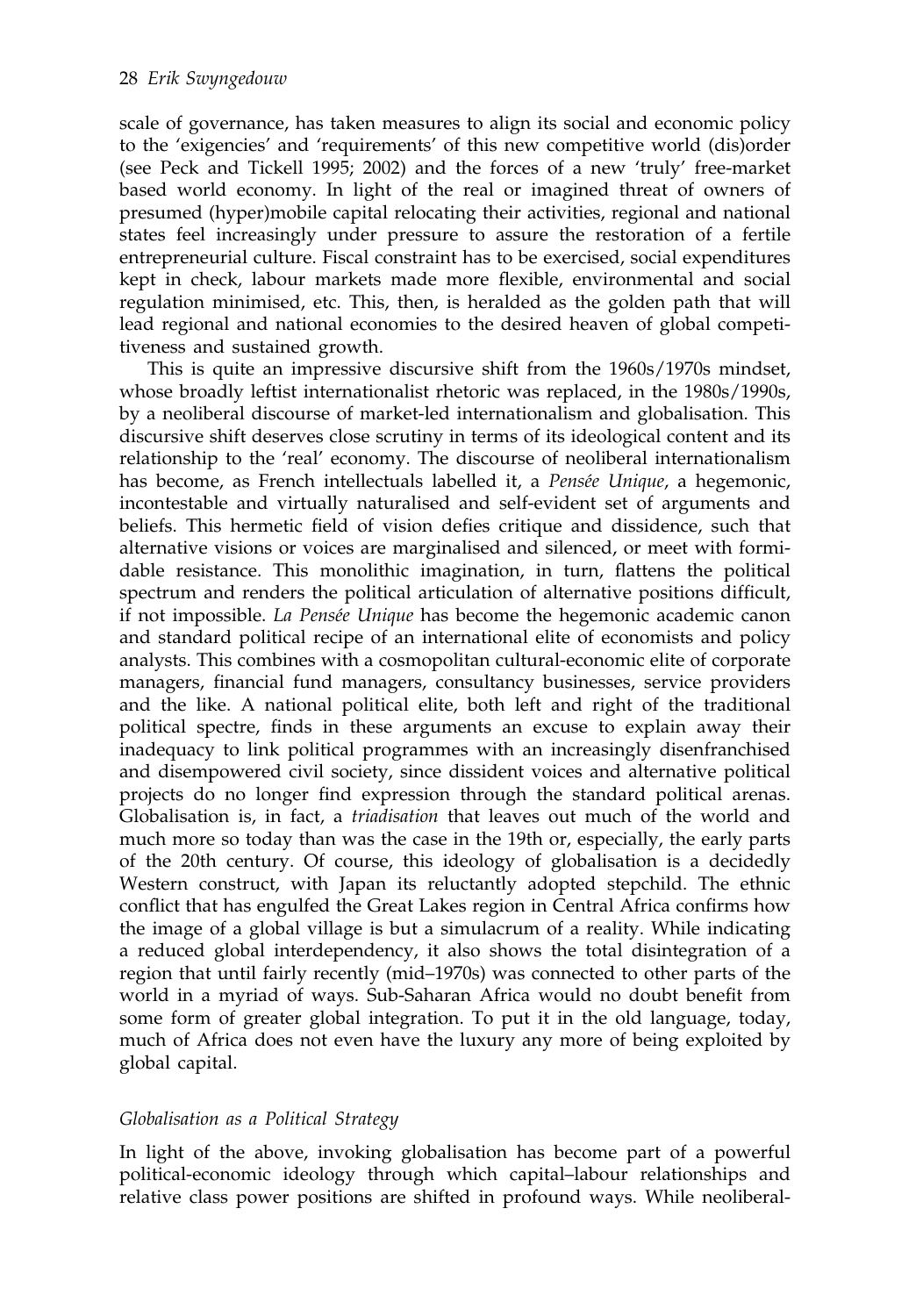scale of governance, has taken measures to align its social and economic policy to the 'exigencies' and 'requirements' of this new competitive world (dis)order (see Peck and Tickell 1995; 2002) and the forces of a new 'truly' free-market based world economy. In light of the real or imagined threat of owners of presumed (hyper)mobile capital relocating their activities, regional and national states feel increasingly under pressure to assure the restoration of a fertile entrepreneurial culture. Fiscal constraint has to be exercised, social expenditures kept in check, labour markets made more flexible, environmental and social regulation minimised, etc. This, then, is heralded as the golden path that will lead regional and national economies to the desired heaven of global competitiveness and sustained growth.

This is quite an impressive discursive shift from the 1960s/1970s mindset, whose broadly leftist internationalist rhetoric was replaced, in the 1980s/1990s, by a neoliberal discourse of market-led internationalism and globalisation. This discursive shift deserves close scrutiny in terms of its ideological content and its relationship to the 'real' economy. The discourse of neoliberal internationalism has become, as French intellectuals labelled it, a *Pensée Unique*, a hegemonic, incontestable and virtually naturalised and self-evident set of arguments and beliefs. This hermetic field of vision defies critique and dissidence, such that alternative visions or voices are marginalised and silenced, or meet with formidable resistance. This monolithic imagination, in turn, flattens the political spectrum and renders the political articulation of alternative positions difficult, if not impossible. *La Pensée Unique* has become the hegemonic academic canon and standard political recipe of an international elite of economists and policy analysts. This combines with a cosmopolitan cultural-economic elite of corporate managers, financial fund managers, consultancy businesses, service providers and the like. A national political elite, both left and right of the traditional political spectre, finds in these arguments an excuse to explain away their inadequacy to link political programmes with an increasingly disenfranchised and disempowered civil society, since dissident voices and alternative political projects do no longer find expression through the standard political arenas. Globalisation is, in fact, a *triadisation* that leaves out much of the world and much more so today than was the case in the 19th or, especially, the early parts of the 20th century. Of course, this ideology of globalisation is a decidedly Western construct, with Japan its reluctantly adopted stepchild. The ethnic conflict that has engulfed the Great Lakes region in Central Africa confirms how the image of a global village is but a simulacrum of a reality. While indicating a reduced global interdependency, it also shows the total disintegration of a region that until fairly recently (mid–1970s) was connected to other parts of the world in a myriad of ways. Sub-Saharan Africa would no doubt benefit from some form of greater global integration. To put it in the old language, today, much of Africa does not even have the luxury any more of being exploited by global capital.

### *Globalisation as a Political Strategy*

In light of the above, invoking globalisation has become part of a powerful political-economic ideology through which capital–labour relationships and relative class power positions are shifted in profound ways. While neoliberal-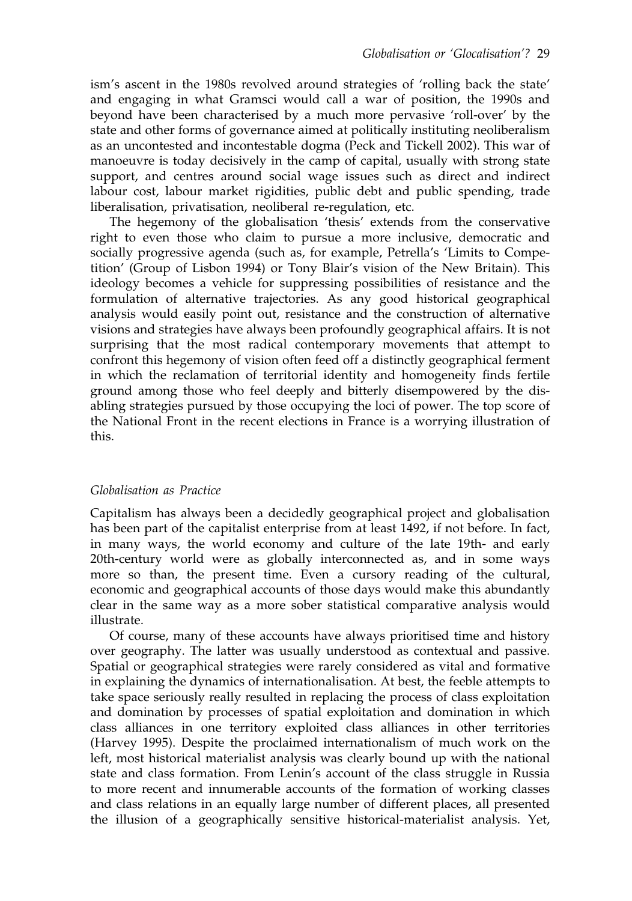ism's ascent in the 1980s revolved around strategies of 'rolling back the state' and engaging in what Gramsci would call a war of position, the 1990s and beyond have been characterised by a much more pervasive 'roll-over' by the state and other forms of governance aimed at politically instituting neoliberalism as an uncontested and incontestable dogma (Peck and Tickell 2002). This war of manoeuvre is today decisively in the camp of capital, usually with strong state support, and centres around social wage issues such as direct and indirect labour cost, labour market rigidities, public debt and public spending, trade liberalisation, privatisation, neoliberal re-regulation, etc.

The hegemony of the globalisation 'thesis' extends from the conservative right to even those who claim to pursue a more inclusive, democratic and socially progressive agenda (such as, for example, Petrella's 'Limits to Competition' (Group of Lisbon 1994) or Tony Blair's vision of the New Britain). This ideology becomes a vehicle for suppressing possibilities of resistance and the formulation of alternative trajectories. As any good historical geographical analysis would easily point out, resistance and the construction of alternative visions and strategies have always been profoundly geographical affairs. It is not surprising that the most radical contemporary movements that attempt to confront this hegemony of vision often feed off a distinctly geographical ferment in which the reclamation of territorial identity and homogeneity finds fertile ground among those who feel deeply and bitterly disempowered by the disabling strategies pursued by those occupying the loci of power. The top score of the National Front in the recent elections in France is a worrying illustration of this.

### *Globalisation as Practice*

Capitalism has always been a decidedly geographical project and globalisation has been part of the capitalist enterprise from at least 1492, if not before. In fact, in many ways, the world economy and culture of the late 19th- and early 20th-century world were as globally interconnected as, and in some ways more so than, the present time. Even a cursory reading of the cultural, economic and geographical accounts of those days would make this abundantly clear in the same way as a more sober statistical comparative analysis would illustrate.

Of course, many of these accounts have always prioritised time and history over geography. The latter was usually understood as contextual and passive. Spatial or geographical strategies were rarely considered as vital and formative in explaining the dynamics of internationalisation. At best, the feeble attempts to take space seriously really resulted in replacing the process of class exploitation and domination by processes of spatial exploitation and domination in which class alliances in one territory exploited class alliances in other territories (Harvey 1995). Despite the proclaimed internationalism of much work on the left, most historical materialist analysis was clearly bound up with the national state and class formation. From Lenin's account of the class struggle in Russia to more recent and innumerable accounts of the formation of working classes and class relations in an equally large number of different places, all presented the illusion of a geographically sensitive historical-materialist analysis. Yet,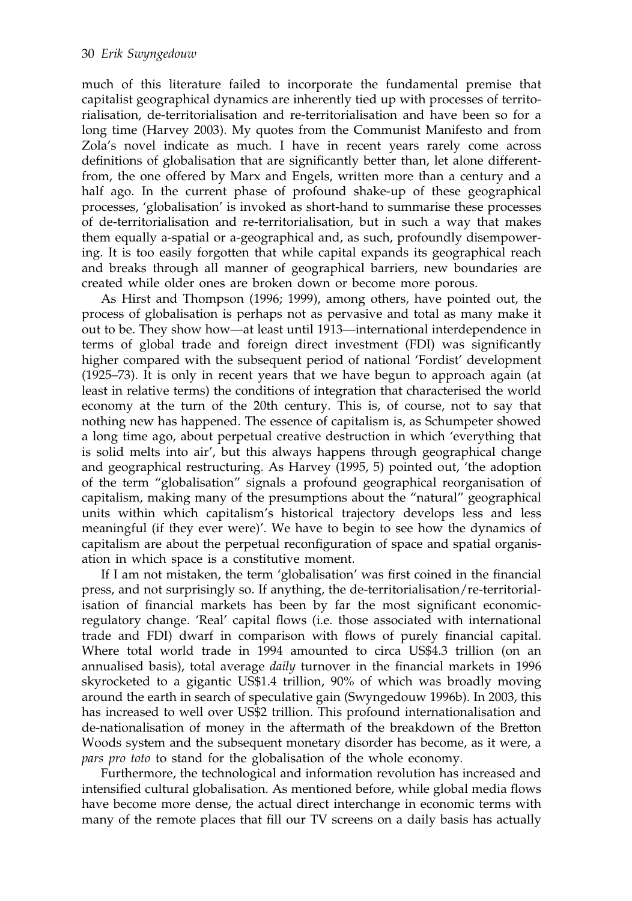much of this literature failed to incorporate the fundamental premise that capitalist geographical dynamics are inherently tied up with processes of territorialisation, de-territorialisation and re-territorialisation and have been so for a long time (Harvey 2003). My quotes from the Communist Manifesto and from Zola's novel indicate as much. I have in recent years rarely come across definitions of globalisation that are significantly better than, let alone different-from, the one offered by Marx and Engels, written more than a century and a half ago. In the current phase of profound shake-up of these geographical processes, 'globalisation' is invoked as short-hand to summarise these processes of de-territorialisation and re-territorialisation, but in such a way that makes them equally a-spatial or a-geographical and, as such, profoundly disempowering. It is too easily forgotten that while capital expands its geographical reach and breaks through all manner of geographical barriers, new boundaries are created while older ones are broken down or become more porous.

As Hirst and Thompson (1996; 1999), among others, have pointed out, the process of globalisation is perhaps not as pervasive and total as many make it out to be. They show how—at least until 1913—international interdependence in terms of global trade and foreign direct investment (FDI) was significantly higher compared with the subsequent period of national 'Fordist' development (1925–73). It is only in recent years that we have begun to approach again (at least in relative terms) the conditions of integration that characterised the world economy at the turn of the 20th century. This is, of course, not to say that nothing new has happened. The essence of capitalism is, as Schumpeter showed a long time ago, about perpetual creative destruction in which 'everything that is solid melts into air', but this always happens through geographical change and geographical restructuring. As Harvey (1995, 5) pointed out, 'the adoption of the term "globalisation" signals a profound geographical reorganisation of capitalism, making many of the presumptions about the "natural" geographical units within which capitalism's historical trajectory develops less and less meaningful (if they ever were)'. We have to begin to see how the dynamics of capitalism are about the perpetual reconfiguration of space and spatial organisation in which space is a constitutive moment.

If I am not mistaken, the term 'globalisation' was first coined in the financial press, and not surprisingly so. If anything, the de-territorialisation/re-territorialisation of financial markets has been by far the most significant economic-regulatory change. 'Real' capital flows (i.e. those associated with international trade and FDI) dwarf in comparison with flows of purely financial capital. Where total world trade in 1994 amounted to circa US$4.3 trillion (on an annualised basis), total average *daily* turnover in the financial markets in 1996 skyrocketed to a gigantic US$1.4 trillion, 90% of which was broadly moving around the earth in search of speculative gain (Swyngedouw 1996b). In 2003, this has increased to well over US$2 trillion. This profound internationalisation and de-nationalisation of money in the aftermath of the breakdown of the Bretton Woods system and the subsequent monetary disorder has become, as it were, a *pars pro toto* to stand for the globalisation of the whole economy.

Furthermore, the technological and information revolution has increased and intensified cultural globalisation. As mentioned before, while global media flows have become more dense, the actual direct interchange in economic terms with many of the remote places that fill our TV screens on a daily basis has actually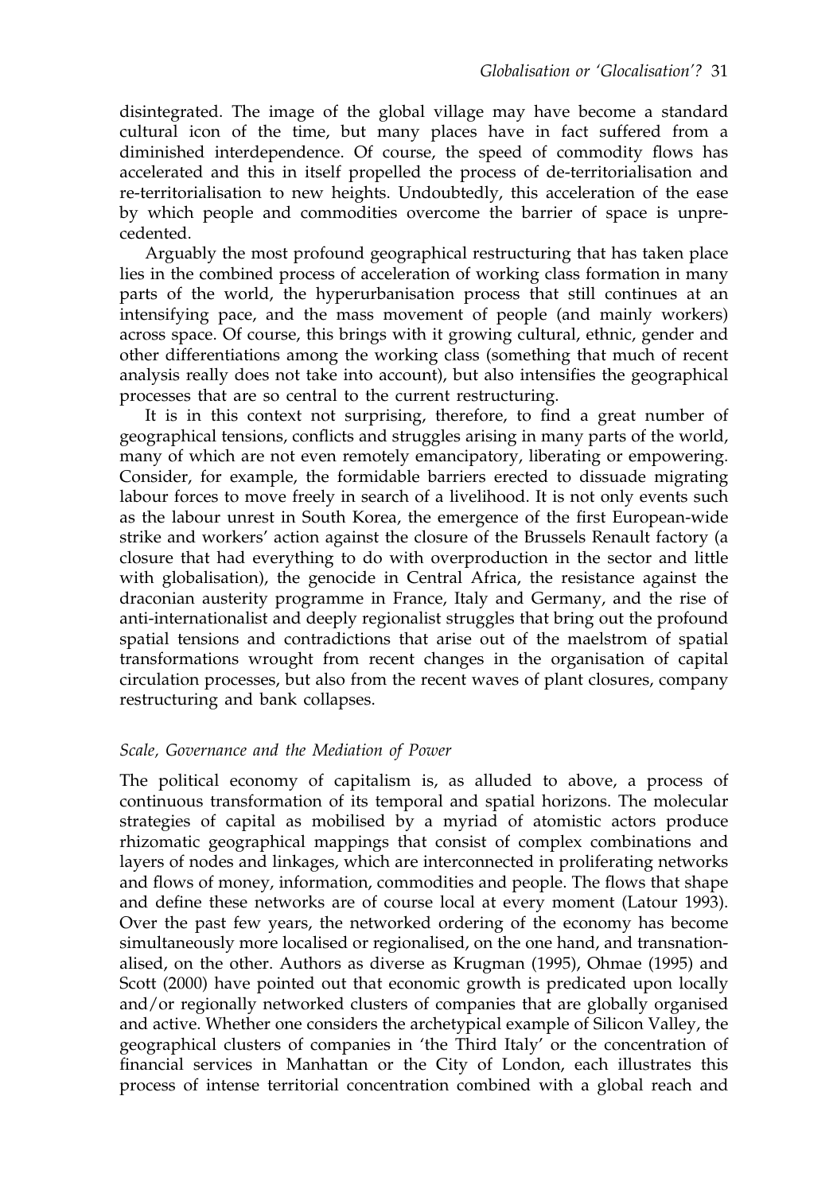disintegrated. The image of the global village may have become a standard cultural icon of the time, but many places have in fact suffered from a diminished interdependence. Of course, the speed of commodity flows has accelerated and this in itself propelled the process of de-territorialisation and re-territorialisation to new heights. Undoubtedly, this acceleration of the ease by which people and commodities overcome the barrier of space is unprecedented.

Arguably the most profound geographical restructuring that has taken place lies in the combined process of acceleration of working class formation in many parts of the world, the hyperurbanisation process that still continues at an intensifying pace, and the mass movement of people (and mainly workers) across space. Of course, this brings with it growing cultural, ethnic, gender and other differentiations among the working class (something that much of recent analysis really does not take into account), but also intensifies the geographical processes that are so central to the current restructuring.

It is in this context not surprising, therefore, to find a great number of geographical tensions, conflicts and struggles arising in many parts of the world, many of which are not even remotely emancipatory, liberating or empowering. Consider, for example, the formidable barriers erected to dissuade migrating labour forces to move freely in search of a livelihood. It is not only events such as the labour unrest in South Korea, the emergence of the first European-wide strike and workers' action against the closure of the Brussels Renault factory (a closure that had everything to do with overproduction in the sector and little with globalisation), the genocide in Central Africa, the resistance against the draconian austerity programme in France, Italy and Germany, and the rise of anti-internationalist and deeply regionalist struggles that bring out the profound spatial tensions and contradictions that arise out of the maelstrom of spatial transformations wrought from recent changes in the organisation of capital circulation processes, but also from the recent waves of plant closures, company restructuring and bank collapses.

### *Scale, Governance and the Mediation of Power*

The political economy of capitalism is, as alluded to above, a process of continuous transformation of its temporal and spatial horizons. The molecular strategies of capital as mobilised by a myriad of atomistic actors produce rhizomatic geographical mappings that consist of complex combinations and layers of nodes and linkages, which are interconnected in proliferating networks and flows of money, information, commodities and people. The flows that shape and define these networks are of course local at every moment (Latour 1993). Over the past few years, the networked ordering of the economy has become simultaneously more localised or regionalised, on the one hand, and transnationalised, on the other. Authors as diverse as Krugman (1995), Ohmae (1995) and Scott (2000) have pointed out that economic growth is predicated upon locally and/or regionally networked clusters of companies that are globally organised and active. Whether one considers the archetypical example of Silicon Valley, the geographical clusters of companies in 'the Third Italy' or the concentration of financial services in Manhattan or the City of London, each illustrates this process of intense territorial concentration combined with a global reach and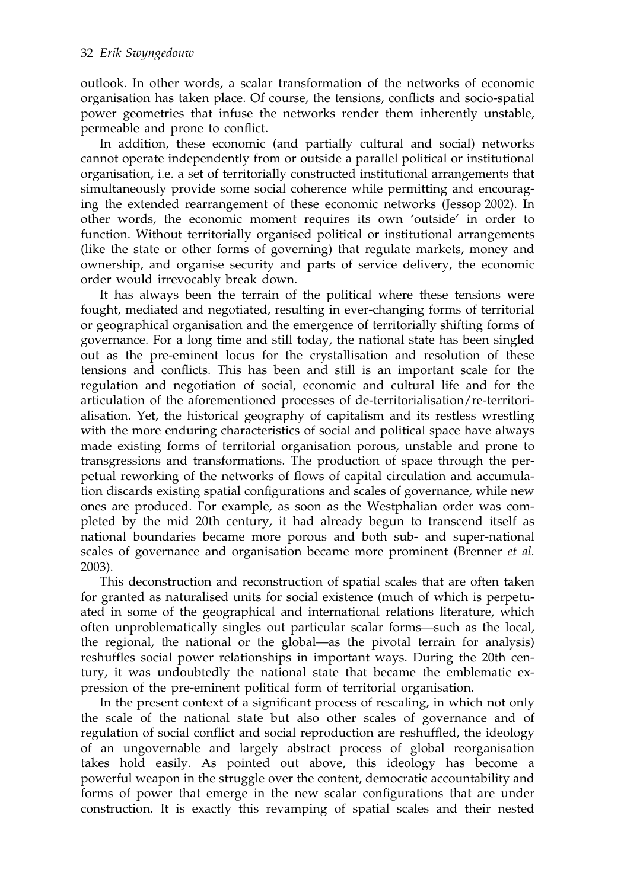outlook. In other words, a scalar transformation of the networks of economic organisation has taken place. Of course, the tensions, conflicts and socio-spatial power geometries that infuse the networks render them inherently unstable, permeable and prone to conflict.

In addition, these economic (and partially cultural and social) networks cannot operate independently from or outside a parallel political or institutional organisation, i.e. a set of territorially constructed institutional arrangements that simultaneously provide some social coherence while permitting and encouraging the extended rearrangement of these economic networks (Jessop 2002). In other words, the economic moment requires its own 'outside' in order to function. Without territorially organised political or institutional arrangements (like the state or other forms of governing) that regulate markets, money and ownership, and organise security and parts of service delivery, the economic order would irrevocably break down.

It has always been the terrain of the political where these tensions were fought, mediated and negotiated, resulting in ever-changing forms of territorial or geographical organisation and the emergence of territorially shifting forms of governance. For a long time and still today, the national state has been singled out as the pre-eminent locus for the crystallisation and resolution of these tensions and conflicts. This has been and still is an important scale for the regulation and negotiation of social, economic and cultural life and for the articulation of the aforementioned processes of de-territorialisation/re-territorialisation. Yet, the historical geography of capitalism and its restless wrestling with the more enduring characteristics of social and political space have always made existing forms of territorial organisation porous, unstable and prone to transgressions and transformations. The production of space through the perpetual reworking of the networks of flows of capital circulation and accumulation discards existing spatial configurations and scales of governance, while new ones are produced. For example, as soon as the Westphalian order was completed by the mid 20th century, it had already begun to transcend itself as national boundaries became more porous and both sub- and super-national scales of governance and organisation became more prominent (Brenner *et al.* 2003).

This deconstruction and reconstruction of spatial scales that are often taken for granted as naturalised units for social existence (much of which is perpetuated in some of the geographical and international relations literature, which often unproblematically singles out particular scalar forms—such as the local, the regional, the national or the global—as the pivotal terrain for analysis) reshuffles social power relationships in important ways. During the 20th century, it was undoubtedly the national state that became the emblematic expression of the pre-eminent political form of territorial organisation.

In the present context of a significant process of rescaling, in which not only the scale of the national state but also other scales of governance and of regulation of social conflict and social reproduction are reshuffled, the ideology of an ungovernable and largely abstract process of global reorganisation takes hold easily. As pointed out above, this ideology has become a powerful weapon in the struggle over the content, democratic accountability and forms of power that emerge in the new scalar configurations that are under construction. It is exactly this revamping of spatial scales and their nested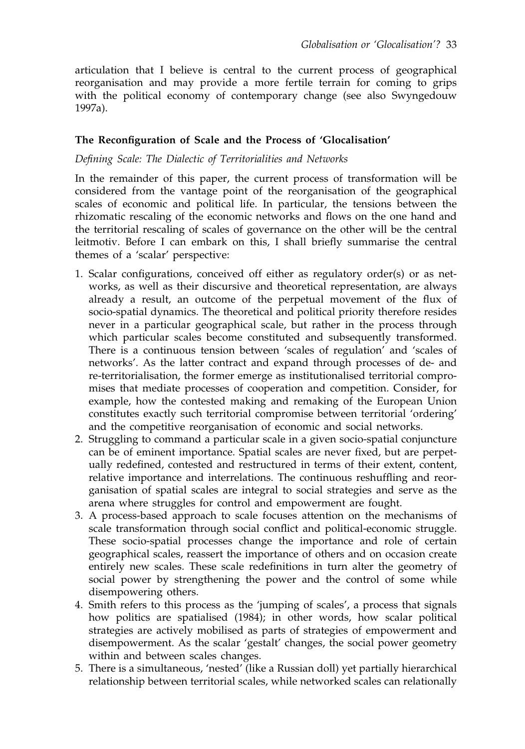articulation that I believe is central to the current process of geographical reorganisation and may provide a more fertile terrain for coming to grips with the political economy of contemporary change (see also Swyngedouw 1997a).

## The Reconfiguration of Scale and the Process of 'Glocalisation'

### *Defining Scale: The Dialectic of Territorialities and Networks*

In the remainder of this paper, the current process of transformation will be considered from the vantage point of the reorganisation of the geographical scales of economic and political life. In particular, the tensions between the rhizomatic rescaling of the economic networks and flows on the one hand and the territorial rescaling of scales of governance on the other will be the central leitmotiv. Before I can embark on this, I shall briefly summarise the central themes of a 'scalar' perspective:

1. Scalar configurations, conceived off either as regulatory order(s) or as networks, as well as their discursive and theoretical representation, are always already a result, an outcome of the perpetual movement of the flux of socio-spatial dynamics. The theoretical and political priority therefore resides never in a particular geographical scale, but rather in the process through which particular scales become constituted and subsequently transformed. There is a continuous tension between 'scales of regulation' and 'scales of networks'. As the latter contract and expand through processes of de- and re-territorialisation, the former emerge as institutionalised territorial compromises that mediate processes of cooperation and competition. Consider, for example, how the contested making and remaking of the European Union constitutes exactly such territorial compromise between territorial 'ordering' and the competitive reorganisation of economic and social networks.
2. Struggling to command a particular scale in a given socio-spatial conjuncture can be of eminent importance. Spatial scales are never fixed, but are perpetually redefined, contested and restructured in terms of their extent, content, relative importance and interrelations. The continuous reshuffling and reorganisation of spatial scales are integral to social strategies and serve as the arena where struggles for control and empowerment are fought.
3. A process-based approach to scale focuses attention on the mechanisms of scale transformation through social conflict and political-economic struggle. These socio-spatial processes change the importance and role of certain geographical scales, reassert the importance of others and on occasion create entirely new scales. These scale redefinitions in turn alter the geometry of social power by strengthening the power and the control of some while disempowering others.
4. Smith refers to this process as the 'jumping of scales', a process that signals how politics are spatialised (1984); in other words, how scalar political strategies are actively mobilised as parts of strategies of empowerment and disempowerment. As the scalar 'gestalt' changes, the social power geometry within and between scales changes.
5. There is a simultaneous, 'nested' (like a Russian doll) yet partially hierarchical relationship between territorial scales, while networked scales can relationally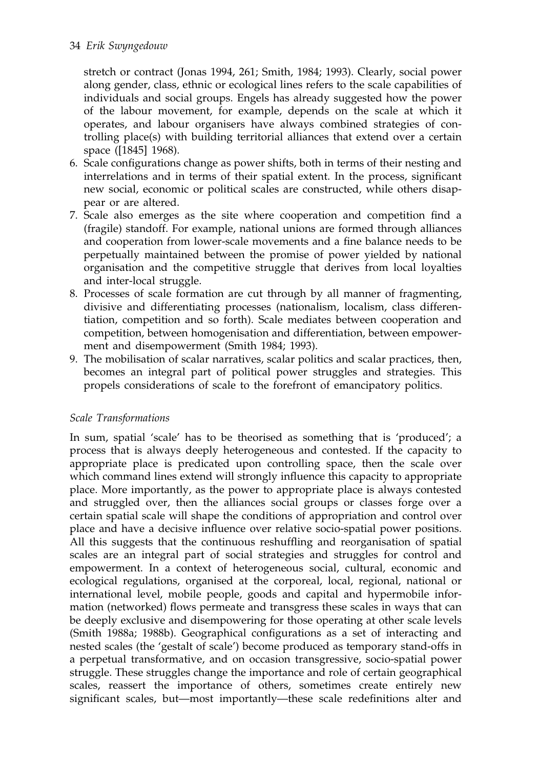stretch or contract (Jonas 1994, 261; Smith, 1984; 1993). Clearly, social power along gender, class, ethnic or ecological lines refers to the scale capabilities of individuals and social groups. Engels has already suggested how the power of the labour movement, for example, depends on the scale at which it operates, and labour organisers have always combined strategies of controlling place(s) with building territorial alliances that extend over a certain space ([1845] 1968).

6. Scale configurations change as power shifts, both in terms of their nesting and interrelations and in terms of their spatial extent. In the process, significant new social, economic or political scales are constructed, while others disappear or are altered.
7. Scale also emerges as the site where cooperation and competition find a (fragile) standoff. For example, national unions are formed through alliances and cooperation from lower-scale movements and a fine balance needs to be perpetually maintained between the promise of power yielded by national organisation and the competitive struggle that derives from local loyalties and inter-local struggle.
8. Processes of scale formation are cut through by all manner of fragmenting, divisive and differentiating processes (nationalism, localism, class differentiation, competition and so forth). Scale mediates between cooperation and competition, between homogenisation and differentiation, between empowerment and disempowerment (Smith 1984; 1993).
9. The mobilisation of scalar narratives, scalar politics and scalar practices, then, becomes an integral part of political power struggles and strategies. This propels considerations of scale to the forefront of emancipatory politics.

### *Scale Transformations*

In sum, spatial 'scale' has to be theorised as something that is 'produced'; a process that is always deeply heterogeneous and contested. If the capacity to appropriate place is predicated upon controlling space, then the scale over which command lines extend will strongly influence this capacity to appropriate place. More importantly, as the power to appropriate place is always contested and struggled over, then the alliances social groups or classes forge over a certain spatial scale will shape the conditions of appropriation and control over place and have a decisive influence over relative socio-spatial power positions. All this suggests that the continuous reshuffling and reorganisation of spatial scales are an integral part of social strategies and struggles for control and empowerment. In a context of heterogeneous social, cultural, economic and ecological regulations, organised at the corporeal, local, regional, national or international level, mobile people, goods and capital and hypermobile information (networked) flows permeate and transgress these scales in ways that can be deeply exclusive and disempowering for those operating at other scale levels (Smith 1988a; 1988b). Geographical configurations as a set of interacting and nested scales (the 'gestalt of scale') become produced as temporary stand-offs in a perpetual transformative, and on occasion transgressive, socio-spatial power struggle. These struggles change the importance and role of certain geographical scales, reassert the importance of others, sometimes create entirely new significant scales, but—most importantly—these scale redefinitions alter and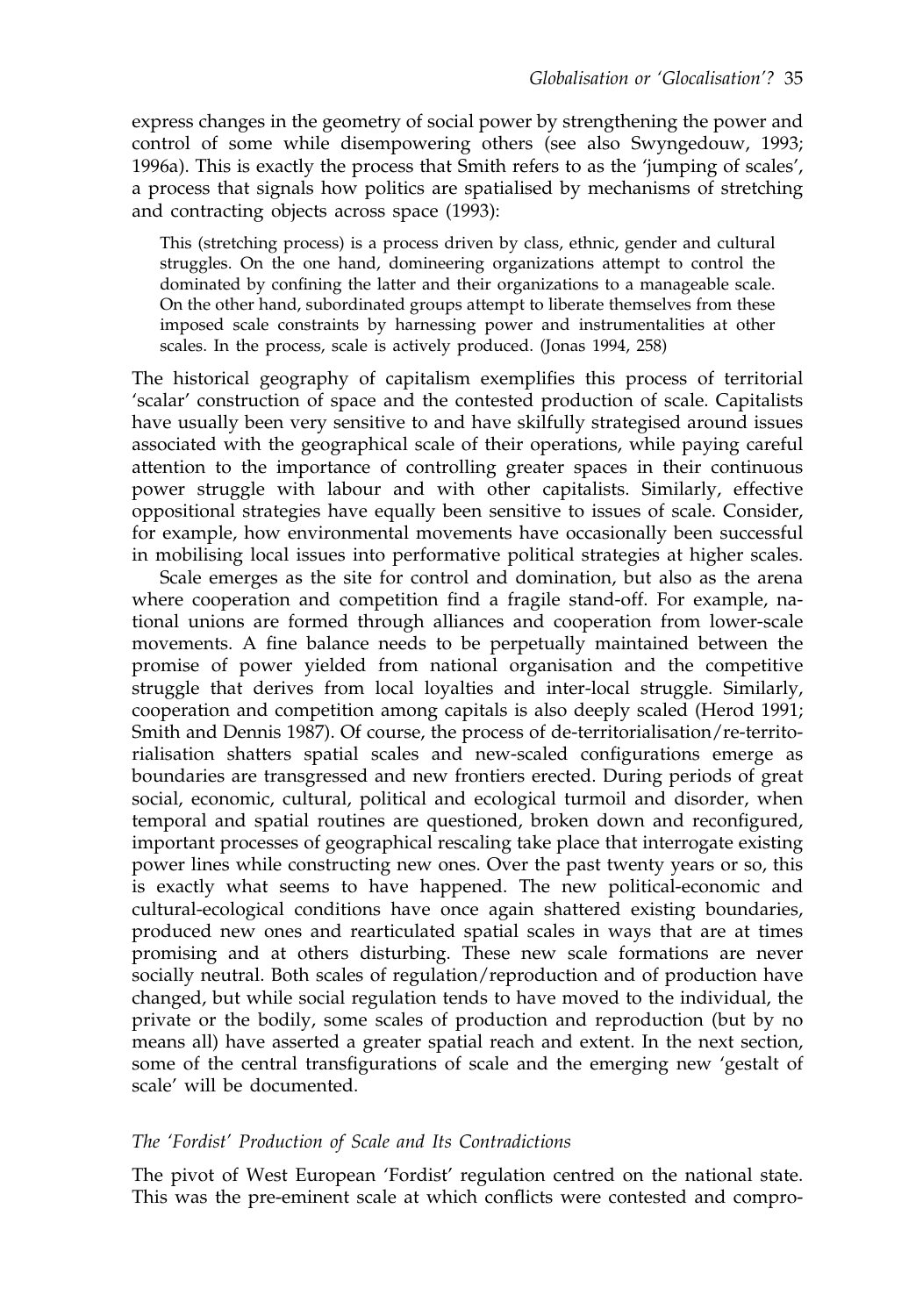express changes in the geometry of social power by strengthening the power and control of some while disempowering others (see also Swyngedouw, 1993; 1996a). This is exactly the process that Smith refers to as the 'jumping of scales', a process that signals how politics are spatialised by mechanisms of stretching and contracting objects across space (1993):

> This (stretching process) is a process driven by class, ethnic, gender and cultural struggles. On the one hand, domineering organizations attempt to control the dominated by confining the latter and their organizations to a manageable scale. On the other hand, subordinated groups attempt to liberate themselves from these imposed scale constraints by harnessing power and instrumentalities at other scales. In the process, scale is actively produced. (Jonas 1994, 258)

The historical geography of capitalism exemplifies this process of territorial 'scalar' construction of space and the contested production of scale. Capitalists have usually been very sensitive to and have skilfully strategised around issues associated with the geographical scale of their operations, while paying careful attention to the importance of controlling greater spaces in their continuous power struggle with labour and with other capitalists. Similarly, effective oppositional strategies have equally been sensitive to issues of scale. Consider, for example, how environmental movements have occasionally been successful in mobilising local issues into performative political strategies at higher scales.

Scale emerges as the site for control and domination, but also as the arena where cooperation and competition find a fragile stand-off. For example, national unions are formed through alliances and cooperation from lower-scale movements. A fine balance needs to be perpetually maintained between the promise of power yielded from national organisation and the competitive struggle that derives from local loyalties and inter-local struggle. Similarly, cooperation and competition among capitals is also deeply scaled (Herod 1991; Smith and Dennis 1987). Of course, the process of de-territorialisation/re-territorialisation shatters spatial scales and new-scaled configurations emerge as boundaries are transgressed and new frontiers erected. During periods of great social, economic, cultural, political and ecological turmoil and disorder, when temporal and spatial routines are questioned, broken down and reconfigured, important processes of geographical rescaling take place that interrogate existing power lines while constructing new ones. Over the past twenty years or so, this is exactly what seems to have happened. The new political-economic and cultural-ecological conditions have once again shattered existing boundaries, produced new ones and rearticulated spatial scales in ways that are at times promising and at others disturbing. These new scale formations are never socially neutral. Both scales of regulation/reproduction and of production have changed, but while social regulation tends to have moved to the individual, the private or the bodily, some scales of production and reproduction (but by no means all) have asserted a greater spatial reach and extent. In the next section, some of the central transfigurations of scale and the emerging new 'gestalt of scale' will be documented.

### *The 'Fordist' Production of Scale and Its Contradictions*

The pivot of West European 'Fordist' regulation centred on the national state. This was the pre-eminent scale at which conflicts were contested and compro-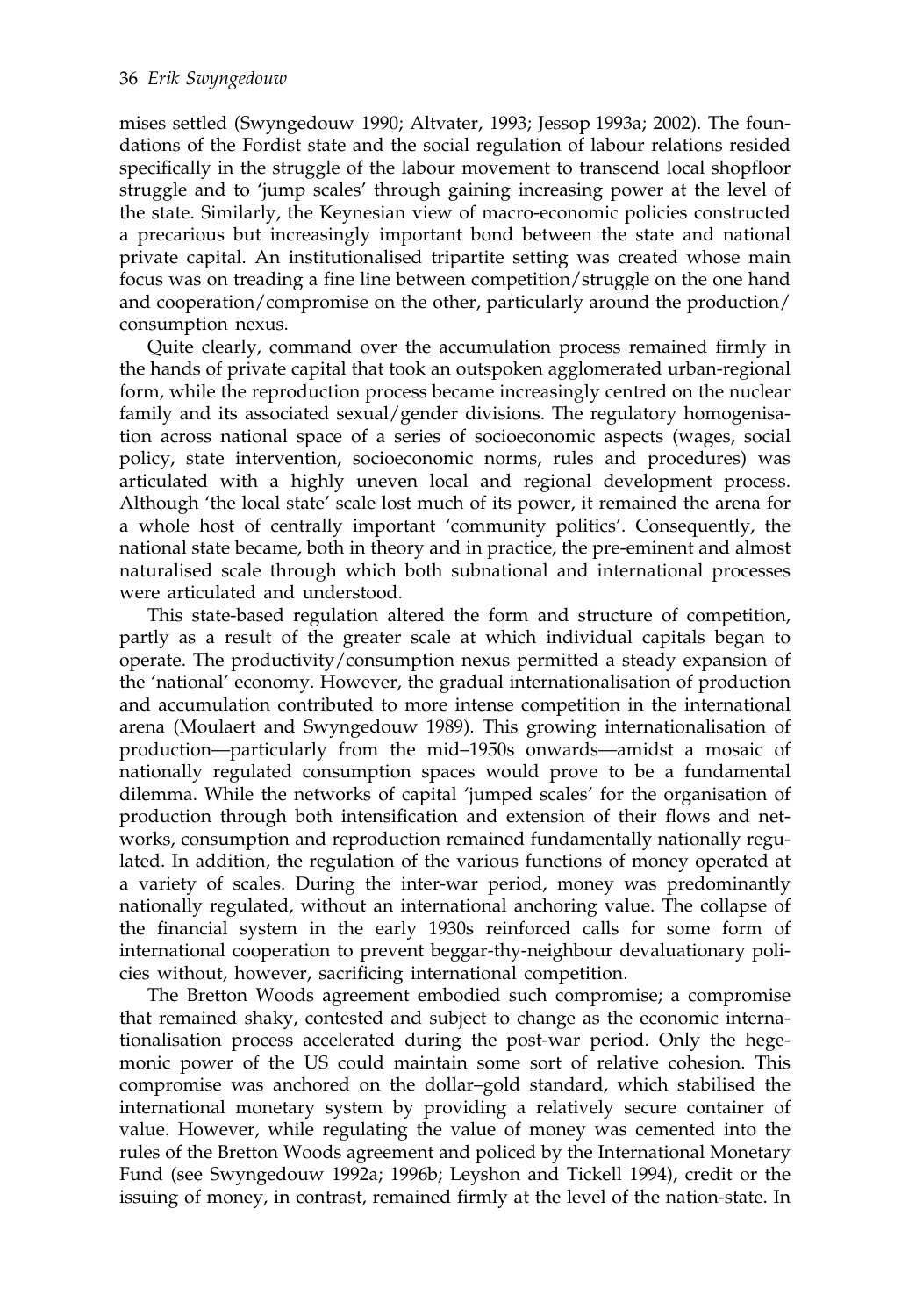mises settled (Swyngedouw 1990; Altvater, 1993; Jessop 1993a; 2002). The foundations of the Fordist state and the social regulation of labour relations resided specifically in the struggle of the labour movement to transcend local shopfloor struggle and to 'jump scales' through gaining increasing power at the level of the state. Similarly, the Keynesian view of macro-economic policies constructed a precarious but increasingly important bond between the state and national private capital. An institutionalised tripartite setting was created whose main focus was on treading a fine line between competition/struggle on the one hand and cooperation/compromise on the other, particularly around the production/consumption nexus.

Quite clearly, command over the accumulation process remained firmly in the hands of private capital that took an outspoken agglomerated urban-regional form, while the reproduction process became increasingly centred on the nuclear family and its associated sexual/gender divisions. The regulatory homogenisation across national space of a series of socioeconomic aspects (wages, social policy, state intervention, socioeconomic norms, rules and procedures) was articulated with a highly uneven local and regional development process. Although 'the local state' scale lost much of its power, it remained the arena for a whole host of centrally important 'community politics'. Consequently, the national state became, both in theory and in practice, the pre-eminent and almost naturalised scale through which both subnational and international processes were articulated and understood.

This state-based regulation altered the form and structure of competition, partly as a result of the greater scale at which individual capitals began to operate. The productivity/consumption nexus permitted a steady expansion of the 'national' economy. However, the gradual internationalisation of production and accumulation contributed to more intense competition in the international arena (Moulaert and Swyngedouw 1989). This growing internationalisation of production—particularly from the mid–1950s onwards—amidst a mosaic of nationally regulated consumption spaces would prove to be a fundamental dilemma. While the networks of capital 'jumped scales' for the organisation of production through both intensification and extension of their flows and networks, consumption and reproduction remained fundamentally nationally regulated. In addition, the regulation of the various functions of money operated at a variety of scales. During the inter-war period, money was predominantly nationally regulated, without an international anchoring value. The collapse of the financial system in the early 1930s reinforced calls for some form of international cooperation to prevent beggar-thy-neighbour devaluationary policies without, however, sacrificing international competition.

The Bretton Woods agreement embodied such compromise; a compromise that remained shaky, contested and subject to change as the economic internationalisation process accelerated during the post-war period. Only the hegemonic power of the US could maintain some sort of relative cohesion. This compromise was anchored on the dollar–gold standard, which stabilised the international monetary system by providing a relatively secure container of value. However, while regulating the value of money was cemented into the rules of the Bretton Woods agreement and policed by the International Monetary Fund (see Swyngedouw 1992a; 1996b; Leyshon and Tickell 1994), credit or the issuing of money, in contrast, remained firmly at the level of the nation-state. In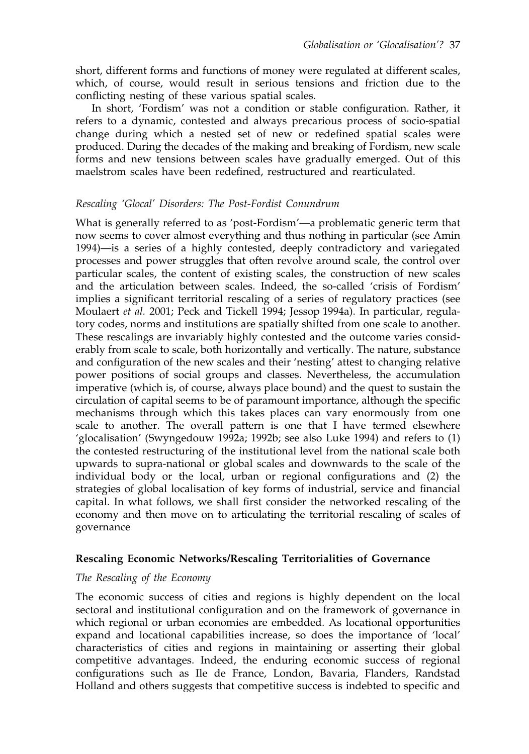short, different forms and functions of money were regulated at different scales, which, of course, would result in serious tensions and friction due to the conflicting nesting of these various spatial scales.

In short, 'Fordism' was not a condition or stable configuration. Rather, it refers to a dynamic, contested and always precarious process of socio-spatial change during which a nested set of new or redefined spatial scales were produced. During the decades of the making and breaking of Fordism, new scale forms and new tensions between scales have gradually emerged. Out of this maelstrom scales have been redefined, restructured and rearticulated.

### *Rescaling 'Glocal' Disorders: The Post-Fordist Conundrum*

What is generally referred to as 'post-Fordism'—a problematic generic term that now seems to cover almost everything and thus nothing in particular (see Amin 1994)—is a series of a highly contested, deeply contradictory and variegated processes and power struggles that often revolve around scale, the control over particular scales, the content of existing scales, the construction of new scales and the articulation between scales. Indeed, the so-called 'crisis of Fordism' implies a significant territorial rescaling of a series of regulatory practices (see Moulaert *et al.* 2001; Peck and Tickell 1994; Jessop 1994a). In particular, regulatory codes, norms and institutions are spatially shifted from one scale to another. These rescalings are invariably highly contested and the outcome varies considerably from scale to scale, both horizontally and vertically. The nature, substance and configuration of the new scales and their 'nesting' attest to changing relative power positions of social groups and classes. Nevertheless, the accumulation imperative (which is, of course, always place bound) and the quest to sustain the circulation of capital seems to be of paramount importance, although the specific mechanisms through which this takes places can vary enormously from one scale to another. The overall pattern is one that I have termed elsewhere 'glocalisation' (Swyngedouw 1992a; 1992b; see also Luke 1994) and refers to (1) the contested restructuring of the institutional level from the national scale both upwards to supra-national or global scales and downwards to the scale of the individual body or the local, urban or regional configurations and (2) the strategies of global localisation of key forms of industrial, service and financial capital. In what follows, we shall first consider the networked rescaling of the economy and then move on to articulating the territorial rescaling of scales of governance

## **Rescaling Economic Networks/Rescaling Territorialities of Governance**

### *The Rescaling of the Economy*

The economic success of cities and regions is highly dependent on the local sectoral and institutional configuration and on the framework of governance in which regional or urban economies are embedded. As locational opportunities expand and locational capabilities increase, so does the importance of 'local' characteristics of cities and regions in maintaining or asserting their global competitive advantages. Indeed, the enduring economic success of regional configurations such as Ile de France, London, Bavaria, Flanders, Randstad Holland and others suggests that competitive success is indebted to specific and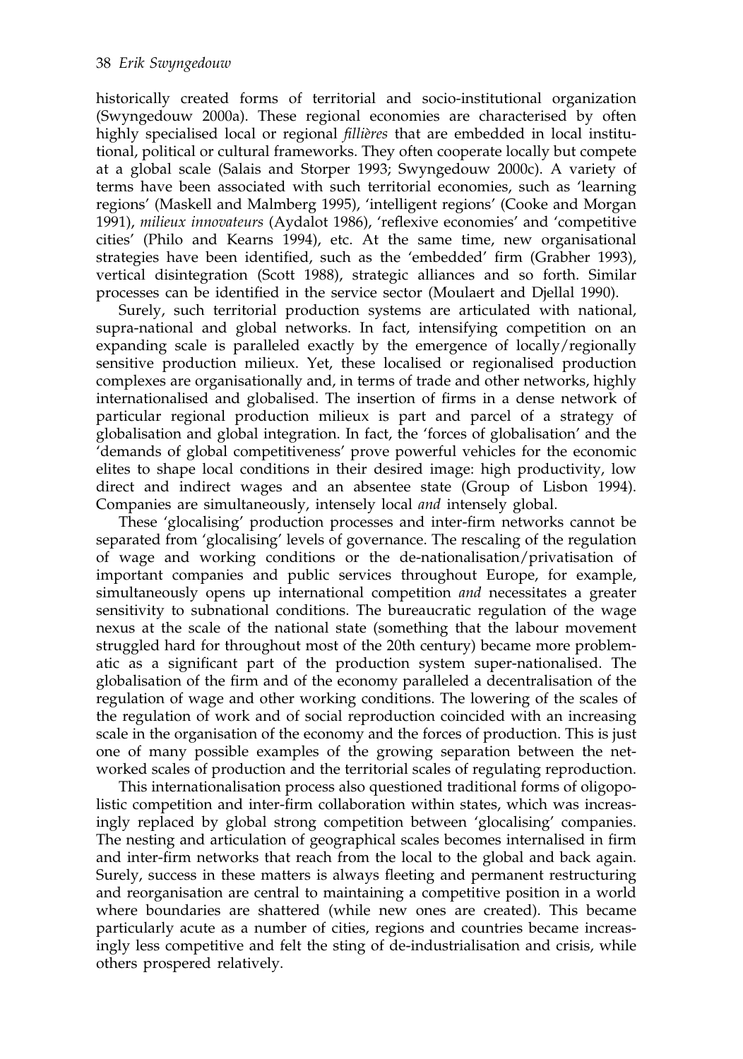historically created forms of territorial and socio-institutional organization (Swyngedouw 2000a). These regional economies are characterised by often highly specialised local or regional *fillières* that are embedded in local institutional, political or cultural frameworks. They often cooperate locally but compete at a global scale (Salais and Storper 1993; Swyngedouw 2000c). A variety of terms have been associated with such territorial economies, such as 'learning regions' (Maskell and Malmberg 1995), 'intelligent regions' (Cooke and Morgan 1991), *milieux innovateurs* (Aydalot 1986), 'reflexive economies' and 'competitive cities' (Philo and Kearns 1994), etc. At the same time, new organisational strategies have been identified, such as the 'embedded' firm (Grabher 1993), vertical disintegration (Scott 1988), strategic alliances and so forth. Similar processes can be identified in the service sector (Moulaert and Djellal 1990).

Surely, such territorial production systems are articulated with national, supra-national and global networks. In fact, intensifying competition on an expanding scale is paralleled exactly by the emergence of locally/regionally sensitive production milieux. Yet, these localised or regionalised production complexes are organisationally and, in terms of trade and other networks, highly internationalised and globalised. The insertion of firms in a dense network of particular regional production milieux is part and parcel of a strategy of globalisation and global integration. In fact, the 'forces of globalisation' and the 'demands of global competitiveness' prove powerful vehicles for the economic elites to shape local conditions in their desired image: high productivity, low direct and indirect wages and an absentee state (Group of Lisbon 1994). Companies are simultaneously, intensely local *and* intensely global.

These 'glocalising' production processes and inter-firm networks cannot be separated from 'glocalising' levels of governance. The rescaling of the regulation of wage and working conditions or the de-nationalisation/privatisation of important companies and public services throughout Europe, for example, simultaneously opens up international competition *and* necessitates a greater sensitivity to subnational conditions. The bureaucratic regulation of the wage nexus at the scale of the national state (something that the labour movement struggled hard for throughout most of the 20th century) became more problematic as a significant part of the production system super-nationalised. The globalisation of the firm and of the economy paralleled a decentralisation of the regulation of wage and other working conditions. The lowering of the scales of the regulation of work and of social reproduction coincided with an increasing scale in the organisation of the economy and the forces of production. This is just one of many possible examples of the growing separation between the networked scales of production and the territorial scales of regulating reproduction.

This internationalisation process also questioned traditional forms of oligopolistic competition and inter-firm collaboration within states, which was increasingly replaced by global strong competition between 'glocalising' companies. The nesting and articulation of geographical scales becomes internalised in firm and inter-firm networks that reach from the local to the global and back again. Surely, success in these matters is always fleeting and permanent restructuring and reorganisation are central to maintaining a competitive position in a world where boundaries are shattered (while new ones are created). This became particularly acute as a number of cities, regions and countries became increasingly less competitive and felt the sting of de-industrialisation and crisis, while others prospered relatively.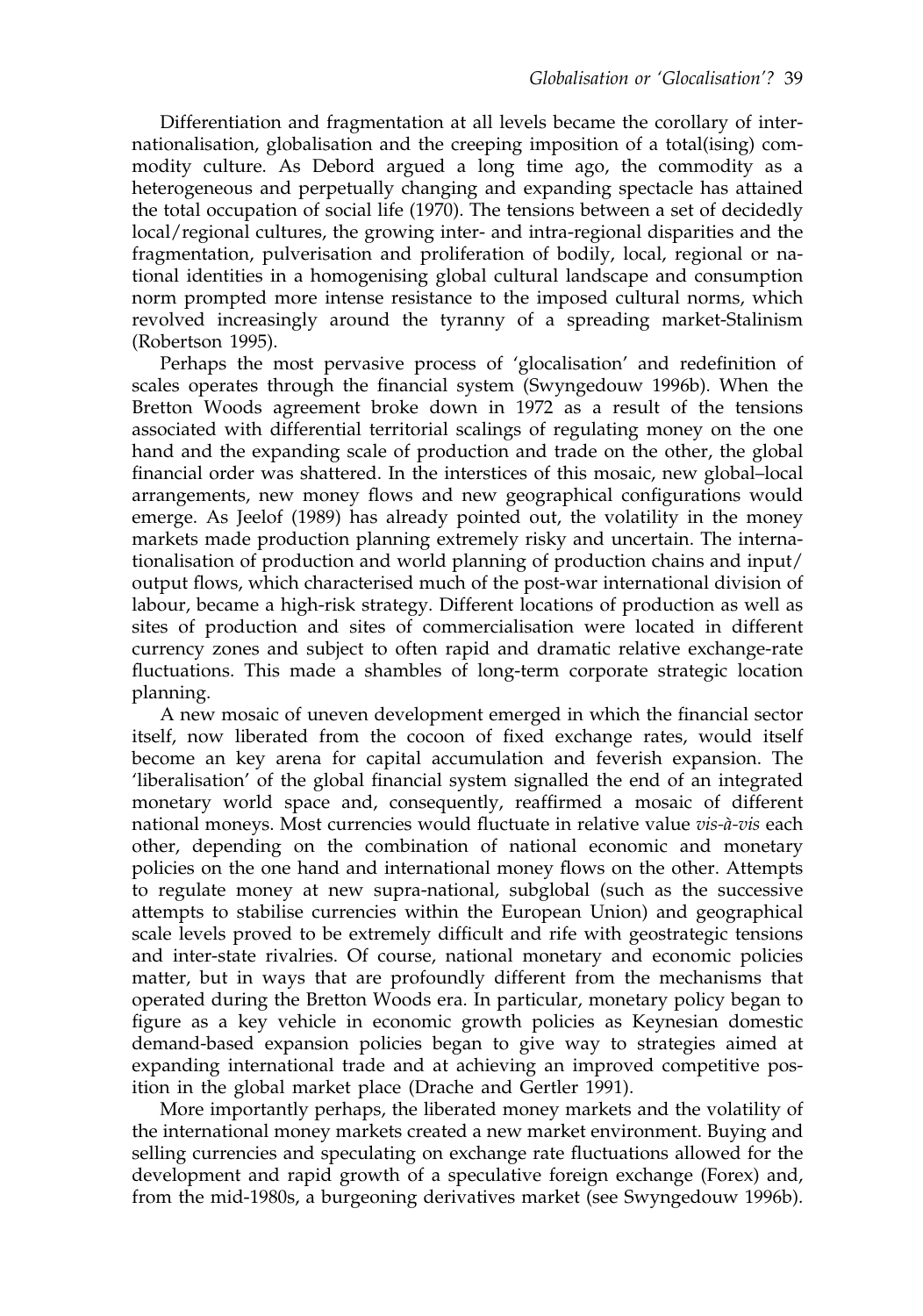Differentiation and fragmentation at all levels became the corollary of internationalisation, globalisation and the creeping imposition of a total(ising) commodity culture. As Debord argued a long time ago, the commodity as a heterogeneous and perpetually changing and expanding spectacle has attained the total occupation of social life (1970). The tensions between a set of decidedly local/regional cultures, the growing inter- and intra-regional disparities and the fragmentation, pulverisation and proliferation of bodily, local, regional or national identities in a homogenising global cultural landscape and consumption norm prompted more intense resistance to the imposed cultural norms, which revolved increasingly around the tyranny of a spreading market-Stalinism (Robertson 1995).

Perhaps the most pervasive process of 'glocalisation' and redefinition of scales operates through the financial system (Swyngedouw 1996b). When the Bretton Woods agreement broke down in 1972 as a result of the tensions associated with differential territorial scalings of regulating money on the one hand and the expanding scale of production and trade on the other, the global financial order was shattered. In the interstices of this mosaic, new global–local arrangements, new money flows and new geographical configurations would emerge. As Jeelof (1989) has already pointed out, the volatility in the money markets made production planning extremely risky and uncertain. The internationalisation of production and world planning of production chains and input/output flows, which characterised much of the post-war international division of labour, became a high-risk strategy. Different locations of production as well as sites of production and sites of commercialisation were located in different currency zones and subject to often rapid and dramatic relative exchange-rate fluctuations. This made a shambles of long-term corporate strategic location planning.

A new mosaic of uneven development emerged in which the financial sector itself, now liberated from the cocoon of fixed exchange rates, would itself become an key arena for capital accumulation and feverish expansion. The 'liberalisation' of the global financial system signalled the end of an integrated monetary world space and, consequently, reaffirmed a mosaic of different national moneys. Most currencies would fluctuate in relative value *vis-à-vis* each other, depending on the combination of national economic and monetary policies on the one hand and international money flows on the other. Attempts to regulate money at new supra-national, subglobal (such as the successive attempts to stabilise currencies within the European Union) and geographical scale levels proved to be extremely difficult and rife with geostrategic tensions and inter-state rivalries. Of course, national monetary and economic policies matter, but in ways that are profoundly different from the mechanisms that operated during the Bretton Woods era. In particular, monetary policy began to figure as a key vehicle in economic growth policies as Keynesian domestic demand-based expansion policies began to give way to strategies aimed at expanding international trade and at achieving an improved competitive position in the global market place (Drache and Gertler 1991).

More importantly perhaps, the liberated money markets and the volatility of the international money markets created a new market environment. Buying and selling currencies and speculating on exchange rate fluctuations allowed for the development and rapid growth of a speculative foreign exchange (Forex) and, from the mid-1980s, a burgeoning derivatives market (see Swyngedouw 1996b).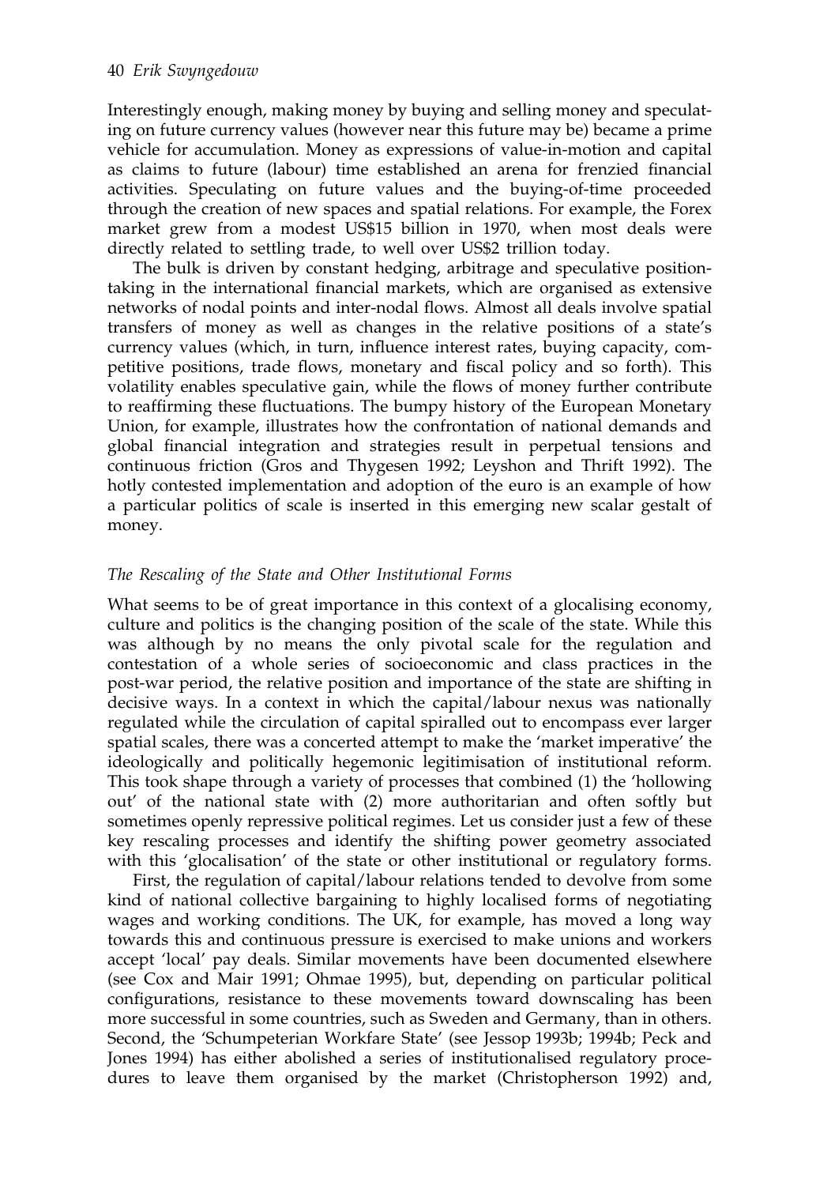Interestingly enough, making money by buying and selling money and speculating on future currency values (however near this future may be) became a prime vehicle for accumulation. Money as expressions of value-in-motion and capital as claims to future (labour) time established an arena for frenzied financial activities. Speculating on future values and the buying-of-time proceeded through the creation of new spaces and spatial relations. For example, the Forex market grew from a modest US$15 billion in 1970, when most deals were directly related to settling trade, to well over US$2 trillion today.

The bulk is driven by constant hedging, arbitrage and speculative position-taking in the international financial markets, which are organised as extensive networks of nodal points and inter-nodal flows. Almost all deals involve spatial transfers of money as well as changes in the relative positions of a state's currency values (which, in turn, influence interest rates, buying capacity, competitive positions, trade flows, monetary and fiscal policy and so forth). This volatility enables speculative gain, while the flows of money further contribute to reaffirming these fluctuations. The bumpy history of the European Monetary Union, for example, illustrates how the confrontation of national demands and global financial integration and strategies result in perpetual tensions and continuous friction (Gros and Thygesen 1992; Leyshon and Thrift 1992). The hotly contested implementation and adoption of the euro is an example of how a particular politics of scale is inserted in this emerging new scalar gestalt of money.

### *The Rescaling of the State and Other Institutional Forms*

What seems to be of great importance in this context of a glocalising economy, culture and politics is the changing position of the scale of the state. While this was although by no means the only pivotal scale for the regulation and contestation of a whole series of socioeconomic and class practices in the post-war period, the relative position and importance of the state are shifting in decisive ways. In a context in which the capital/labour nexus was nationally regulated while the circulation of capital spiralled out to encompass ever larger spatial scales, there was a concerted attempt to make the 'market imperative' the ideologically and politically hegemonic legitimisation of institutional reform. This took shape through a variety of processes that combined (1) the 'hollowing out' of the national state with (2) more authoritarian and often softly but sometimes openly repressive political regimes. Let us consider just a few of these key rescaling processes and identify the shifting power geometry associated with this 'glocalisation' of the state or other institutional or regulatory forms.

First, the regulation of capital/labour relations tended to devolve from some kind of national collective bargaining to highly localised forms of negotiating wages and working conditions. The UK, for example, has moved a long way towards this and continuous pressure is exercised to make unions and workers accept 'local' pay deals. Similar movements have been documented elsewhere (see Cox and Mair 1991; Ohmae 1995), but, depending on particular political configurations, resistance to these movements toward downscaling has been more successful in some countries, such as Sweden and Germany, than in others. Second, the 'Schumpeterian Workfare State' (see Jessop 1993b; 1994b; Peck and Jones 1994) has either abolished a series of institutionalised regulatory procedures to leave them organised by the market (Christopherson 1992) and,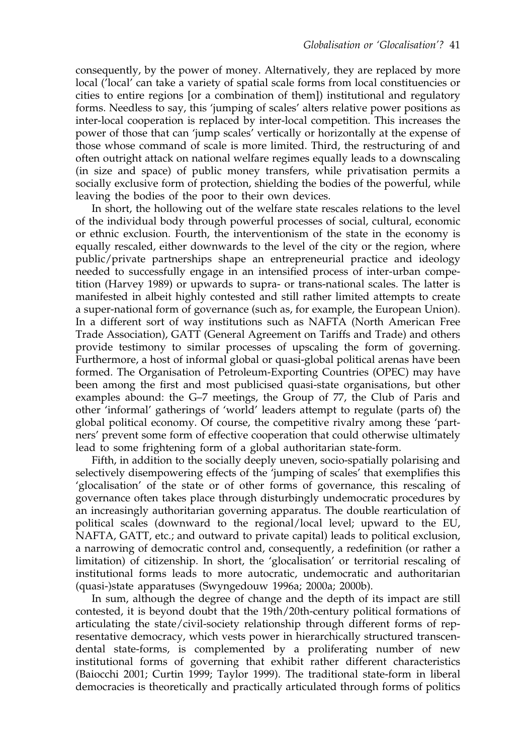consequently, by the power of money. Alternatively, they are replaced by more local ('local' can take a variety of spatial scale forms from local constituencies or cities to entire regions [or a combination of them]) institutional and regulatory forms. Needless to say, this 'jumping of scales' alters relative power positions as inter-local cooperation is replaced by inter-local competition. This increases the power of those that can 'jump scales' vertically or horizontally at the expense of those whose command of scale is more limited. Third, the restructuring of and often outright attack on national welfare regimes equally leads to a downscaling (in size and space) of public money transfers, while privatisation permits a socially exclusive form of protection, shielding the bodies of the powerful, while leaving the bodies of the poor to their own devices.

In short, the hollowing out of the welfare state rescales relations to the level of the individual body through powerful processes of social, cultural, economic or ethnic exclusion. Fourth, the interventionism of the state in the economy is equally rescaled, either downwards to the level of the city or the region, where public/private partnerships shape an entrepreneurial practice and ideology needed to successfully engage in an intensified process of inter-urban competition (Harvey 1989) or upwards to supra- or trans-national scales. The latter is manifested in albeit highly contested and still rather limited attempts to create a super-national form of governance (such as, for example, the European Union). In a different sort of way institutions such as NAFTA (North American Free Trade Association), GATT (General Agreement on Tariffs and Trade) and others provide testimony to similar processes of upscaling the form of governing. Furthermore, a host of informal global or quasi-global political arenas have been formed. The Organisation of Petroleum-Exporting Countries (OPEC) may have been among the first and most publicised quasi-state organisations, but other examples abound: the G–7 meetings, the Group of 77, the Club of Paris and other 'informal' gatherings of 'world' leaders attempt to regulate (parts of) the global political economy. Of course, the competitive rivalry among these 'partners' prevent some form of effective cooperation that could otherwise ultimately lead to some frightening form of a global authoritarian state-form.

Fifth, in addition to the socially deeply uneven, socio-spatially polarising and selectively disempowering effects of the 'jumping of scales' that exemplifies this 'glocalisation' of the state or of other forms of governance, this rescaling of governance often takes place through disturbingly undemocratic procedures by an increasingly authoritarian governing apparatus. The double rearticulation of political scales (downward to the regional/local level; upward to the EU, NAFTA, GATT, etc.; and outward to private capital) leads to political exclusion, a narrowing of democratic control and, consequently, a redefinition (or rather a limitation) of citizenship. In short, the 'glocalisation' or territorial rescaling of institutional forms leads to more autocratic, undemocratic and authoritarian (quasi-)state apparatuses (Swyngedouw 1996a; 2000a; 2000b).

In sum, although the degree of change and the depth of its impact are still contested, it is beyond doubt that the 19th/20th-century political formations of articulating the state/civil-society relationship through different forms of representative democracy, which vests power in hierarchically structured transcendental state-forms, is complemented by a proliferating number of new institutional forms of governing that exhibit rather different characteristics (Baiocchi 2001; Curtin 1999; Taylor 1999). The traditional state-form in liberal democracies is theoretically and practically articulated through forms of politics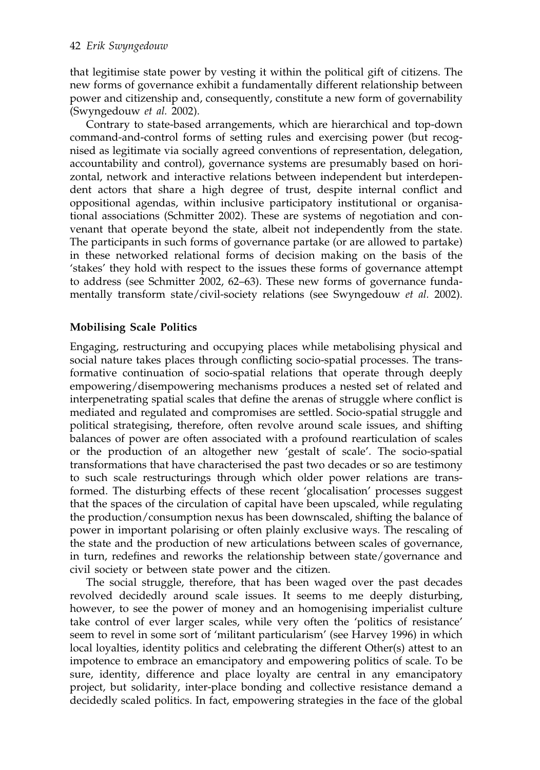that legitimise state power by vesting it within the political gift of citizens. The new forms of governance exhibit a fundamentally different relationship between power and citizenship and, consequently, constitute a new form of governability (Swyngedouw *et al.* 2002).

Contrary to state-based arrangements, which are hierarchical and top-down command-and-control forms of setting rules and exercising power (but recognised as legitimate via socially agreed conventions of representation, delegation, accountability and control), governance systems are presumably based on horizontal, network and interactive relations between independent but interdependent actors that share a high degree of trust, despite internal conflict and oppositional agendas, within inclusive participatory institutional or organisational associations (Schmitter 2002). These are systems of negotiation and convenant that operate beyond the state, albeit not independently from the state. The participants in such forms of governance partake (or are allowed to partake) in these networked relational forms of decision making on the basis of the 'stakes' they hold with respect to the issues these forms of governance attempt to address (see Schmitter 2002, 62–63). These new forms of governance fundamentally transform state/civil-society relations (see Swyngedouw *et al.* 2002).

## Mobilising Scale Politics

Engaging, restructuring and occupying places while metabolising physical and social nature takes places through conflicting socio-spatial processes. The transformative continuation of socio-spatial relations that operate through deeply empowering/disempowering mechanisms produces a nested set of related and interpenetrating spatial scales that define the arenas of struggle where conflict is mediated and regulated and compromises are settled. Socio-spatial struggle and political strategising, therefore, often revolve around scale issues, and shifting balances of power are often associated with a profound rearticulation of scales or the production of an altogether new 'gestalt of scale'. The socio-spatial transformations that have characterised the past two decades or so are testimony to such scale restructurings through which older power relations are transformed. The disturbing effects of these recent 'glocalisation' processes suggest that the spaces of the circulation of capital have been upscaled, while regulating the production/consumption nexus has been downscaled, shifting the balance of power in important polarising or often plainly exclusive ways. The rescaling of the state and the production of new articulations between scales of governance, in turn, redefines and reworks the relationship between state/governance and civil society or between state power and the citizen.

The social struggle, therefore, that has been waged over the past decades revolved decidedly around scale issues. It seems to me deeply disturbing, however, to see the power of money and an homogenising imperialist culture take control of ever larger scales, while very often the 'politics of resistance' seem to revel in some sort of 'militant particularism' (see Harvey 1996) in which local loyalties, identity politics and celebrating the different Other(s) attest to an impotence to embrace an emancipatory and empowering politics of scale. To be sure, identity, difference and place loyalty are central in any emancipatory project, but solidarity, inter-place bonding and collective resistance demand a decidedly scaled politics. In fact, empowering strategies in the face of the global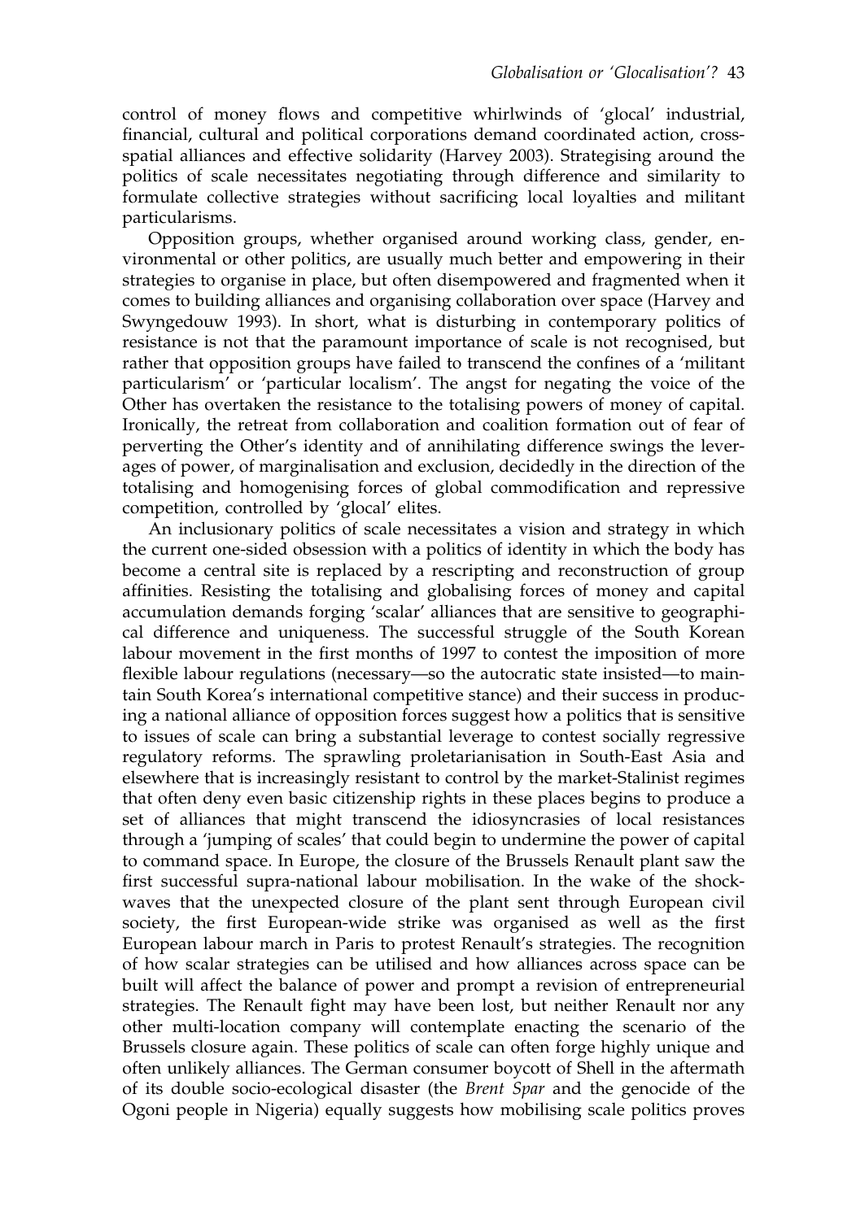control of money flows and competitive whirlwinds of 'glocal' industrial, financial, cultural and political corporations demand coordinated action, cross-spatial alliances and effective solidarity (Harvey 2003). Strategising around the politics of scale necessitates negotiating through difference and similarity to formulate collective strategies without sacrificing local loyalties and militant particularisms.

Opposition groups, whether organised around working class, gender, environmental or other politics, are usually much better and empowering in their strategies to organise in place, but often disempowered and fragmented when it comes to building alliances and organising collaboration over space (Harvey and Swyngedouw 1993). In short, what is disturbing in contemporary politics of resistance is not that the paramount importance of scale is not recognised, but rather that opposition groups have failed to transcend the confines of a 'militant particularism' or 'particular localism'. The angst for negating the voice of the Other has overtaken the resistance to the totalising powers of money of capital. Ironically, the retreat from collaboration and coalition formation out of fear of perverting the Other's identity and of annihilating difference swings the leverages of power, of marginalisation and exclusion, decidedly in the direction of the totalising and homogenising forces of global commodification and repressive competition, controlled by 'glocal' elites.

An inclusionary politics of scale necessitates a vision and strategy in which the current one-sided obsession with a politics of identity in which the body has become a central site is replaced by a rescripting and reconstruction of group affinities. Resisting the totalising and globalising forces of money and capital accumulation demands forging 'scalar' alliances that are sensitive to geographical difference and uniqueness. The successful struggle of the South Korean labour movement in the first months of 1997 to contest the imposition of more flexible labour regulations (necessary—so the autocratic state insisted—to maintain South Korea's international competitive stance) and their success in producing a national alliance of opposition forces suggest how a politics that is sensitive to issues of scale can bring a substantial leverage to contest socially regressive regulatory reforms. The sprawling proletarianisation in South-East Asia and elsewhere that is increasingly resistant to control by the market-Stalinist regimes that often deny even basic citizenship rights in these places begins to produce a set of alliances that might transcend the idiosyncrasies of local resistances through a 'jumping of scales' that could begin to undermine the power of capital to command space. In Europe, the closure of the Brussels Renault plant saw the first successful supra-national labour mobilisation. In the wake of the shockwaves that the unexpected closure of the plant sent through European civil society, the first European-wide strike was organised as well as the first European labour march in Paris to protest Renault's strategies. The recognition of how scalar strategies can be utilised and how alliances across space can be built will affect the balance of power and prompt a revision of entrepreneurial strategies. The Renault fight may have been lost, but neither Renault nor any other multi-location company will contemplate enacting the scenario of the Brussels closure again. These politics of scale can often forge highly unique and often unlikely alliances. The German consumer boycott of Shell in the aftermath of its double socio-ecological disaster (the *Brent Spar* and the genocide of the Ogoni people in Nigeria) equally suggests how mobilising scale politics proves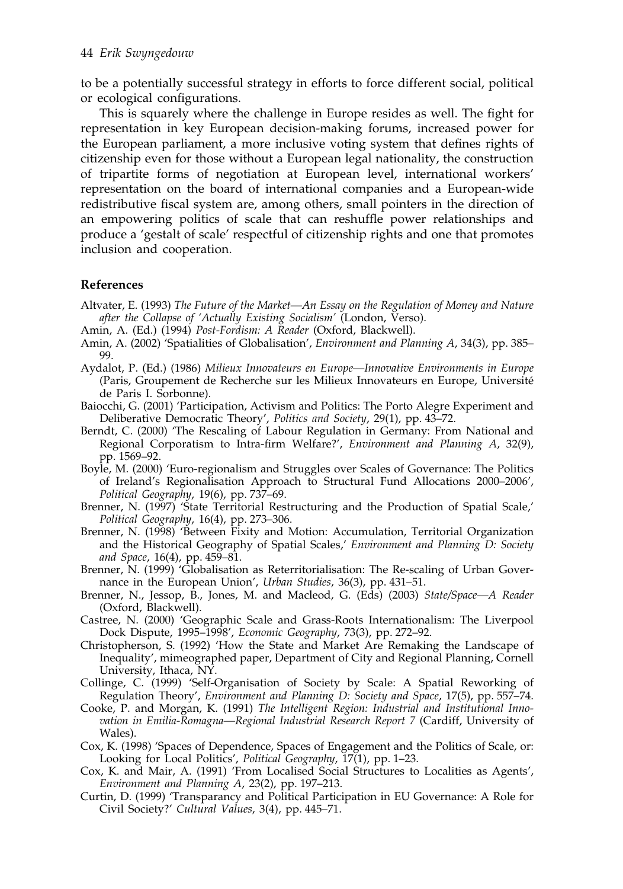to be a potentially successful strategy in efforts to force different social, political or ecological configurations.

This is squarely where the challenge in Europe resides as well. The fight for representation in key European decision-making forums, increased power for the European parliament, a more inclusive voting system that defines rights of citizenship even for those without a European legal nationality, the construction of tripartite forms of negotiation at European level, international workers' representation on the board of international companies and a European-wide redistributive fiscal system are, among others, small pointers in the direction of an empowering politics of scale that can reshuffle power relationships and produce a 'gestalt of scale' respectful of citizenship rights and one that promotes inclusion and cooperation.

### References

Altvater, E. (1993) *The Future of the Market—An Essay on the Regulation of Money and Nature after the Collapse of 'Actually Existing Socialism'* (London, Verso).

Amin, A. (Ed.) (1994) *Post-Fordism: A Reader* (Oxford, Blackwell).

Amin, A. (2002) 'Spatialities of Globalisation', *Environment and Planning A*, 34(3), pp. 385–99.

Aydalot, P. (Ed.) (1986) *Milieux Innovateurs en Europe—Innovative Environments in Europe* (Paris, Groupement de Recherche sur les Milieux Innovateurs en Europe, Université de Paris I. Sorbonne).

Baiocchi, G. (2001) 'Participation, Activism and Politics: The Porto Alegre Experiment and Deliberative Democratic Theory', *Politics and Society*, 29(1), pp. 43–72.

Berndt, C. (2000) 'The Rescaling of Labour Regulation in Germany: From National and Regional Corporatism to Intra-firm Welfare?', *Environment and Planning A*, 32(9), pp. 1569–92.

Boyle, M. (2000) 'Euro-regionalism and Struggles over Scales of Governance: The Politics of Ireland's Regionalisation Approach to Structural Fund Allocations 2000–2006', *Political Geography*, 19(6), pp. 737–69.

Brenner, N. (1997) 'State Territorial Restructuring and the Production of Spatial Scale,' *Political Geography*, 16(4), pp. 273–306.

Brenner, N. (1998) 'Between Fixity and Motion: Accumulation, Territorial Organization and the Historical Geography of Spatial Scales,' *Environment and Planning D: Society and Space*, 16(4), pp. 459–81.

Brenner, N. (1999) 'Globalisation as Reterritorialisation: The Re-scaling of Urban Governance in the European Union', *Urban Studies*, 36(3), pp. 431–51.

Brenner, N., Jessop, B., Jones, M. and Macleod, G. (Eds) (2003) *State/Space—A Reader* (Oxford, Blackwell).

Castree, N. (2000) 'Geographic Scale and Grass-Roots Internationalism: The Liverpool Dock Dispute, 1995–1998', *Economic Geography*, 73(3), pp. 272–92.

Christopherson, S. (1992) 'How the State and Market Are Remaking the Landscape of Inequality', mimeographed paper, Department of City and Regional Planning, Cornell University, Ithaca, NY.

Collinge, C. (1999) 'Self-Organisation of Society by Scale: A Spatial Reworking of Regulation Theory', *Environment and Planning D: Society and Space*, 17(5), pp. 557–74.

Cooke, P. and Morgan, K. (1991) *The Intelligent Region: Industrial and Institutional Innovation in Emilia-Romagna—Regional Industrial Research Report 7* (Cardiff, University of Wales).

Cox, K. (1998) 'Spaces of Dependence, Spaces of Engagement and the Politics of Scale, or: Looking for Local Politics', *Political Geography*, 17(1), pp. 1–23.

Cox, K. and Mair, A. (1991) 'From Localised Social Structures to Localities as Agents', *Environment and Planning A*, 23(2), pp. 197–213.

Curtin, D. (1999) 'Transparancy and Political Participation in EU Governance: A Role for Civil Society?' *Cultural Values*, 3(4), pp. 445–71.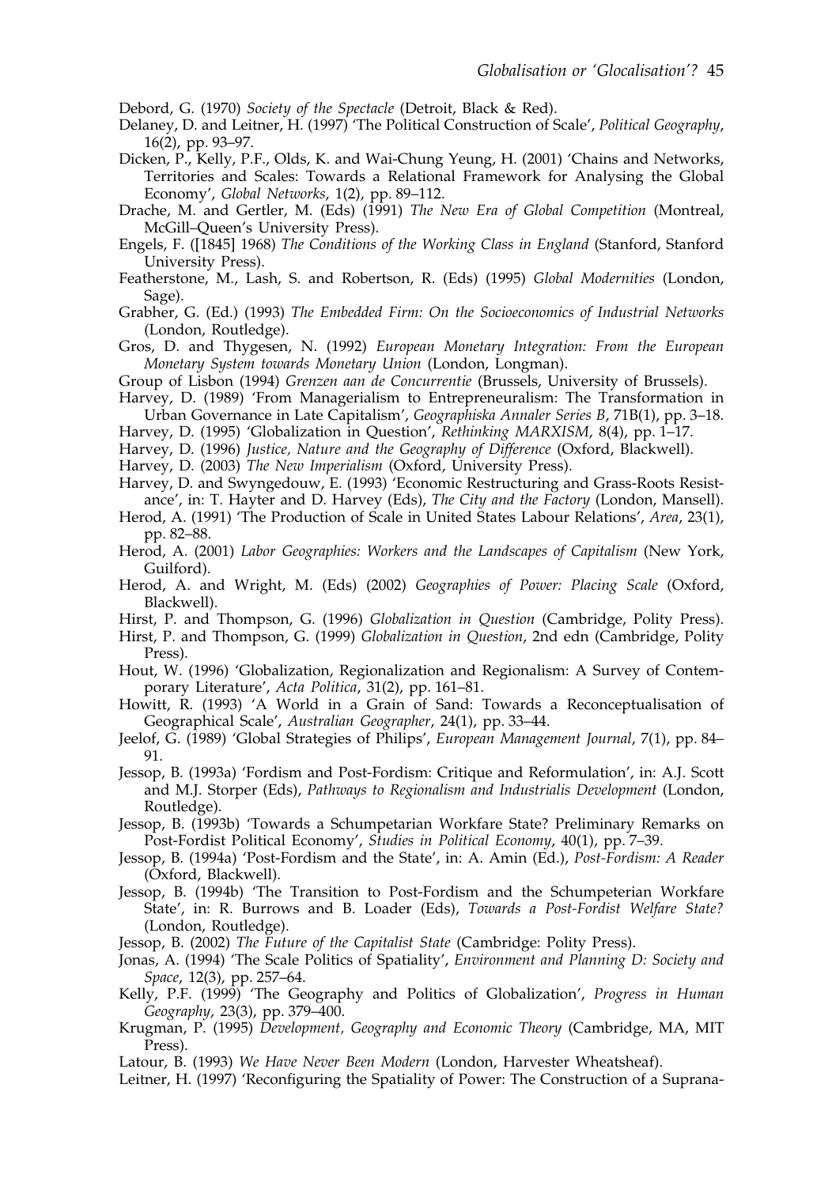Debord, G. (1970) *Society of the Spectacle* (Detroit, Black & Red).

Delaney, D. and Leitner, H. (1997) 'The Political Construction of Scale', *Political Geography*, 16(2), pp. 93–97.

Dicken, P., Kelly, P.F., Olds, K. and Wai-Chung Yeung, H. (2001) 'Chains and Networks, Territories and Scales: Towards a Relational Framework for Analysing the Global Economy', *Global Networks*, 1(2), pp. 89–112.

Drache, M. and Gertler, M. (Eds) (1991) *The New Era of Global Competition* (Montreal, McGill–Queen's University Press).

Engels, F. ([1845] 1968) *The Conditions of the Working Class in England* (Stanford, Stanford University Press).

Featherstone, M., Lash, S. and Robertson, R. (Eds) (1995) *Global Modernities* (London, Sage).

Grabher, G. (Ed.) (1993) *The Embedded Firm: On the Socioeconomics of Industrial Networks* (London, Routledge).

Gros, D. and Thygesen, N. (1992) *European Monetary Integration: From the European Monetary System towards Monetary Union* (London, Longman).

Group of Lisbon (1994) *Grenzen aan de Concurrentie* (Brussels, University of Brussels).

Harvey, D. (1989) 'From Managerialism to Entrepreneuralism: The Transformation in Urban Governance in Late Capitalism', *Geographiska Annaler Series B*, 71B(1), pp. 3–18.

Harvey, D. (1995) 'Globalization in Question', *Rethinking MARXISM*, 8(4), pp. 1–17.

Harvey, D. (1996) *Justice, Nature and the Geography of Difference* (Oxford, Blackwell).

Harvey, D. (2003) *The New Imperialism* (Oxford, University Press).

Harvey, D. and Swyngedouw, E. (1993) 'Economic Restructuring and Grass-Roots Resistance', in: T. Hayter and D. Harvey (Eds), *The City and the Factory* (London, Mansell).

Herod, A. (1991) 'The Production of Scale in United States Labour Relations', *Area*, 23(1), pp. 82–88.

Herod, A. (2001) *Labor Geographies: Workers and the Landscapes of Capitalism* (New York, Guilford).

Herod, A. and Wright, M. (Eds) (2002) *Geographies of Power: Placing Scale* (Oxford, Blackwell).

Hirst, P. and Thompson, G. (1996) *Globalization in Question* (Cambridge, Polity Press).

Hirst, P. and Thompson, G. (1999) *Globalization in Question*, 2nd edn (Cambridge, Polity Press).

Hout, W. (1996) 'Globalization, Regionalization and Regionalism: A Survey of Contemporary Literature', *Acta Politica*, 31(2), pp. 161–81.

Howitt, R. (1993) 'A World in a Grain of Sand: Towards a Reconceptualisation of Geographical Scale', *Australian Geographer*, 24(1), pp. 33–44.

Jeelof, G. (1989) 'Global Strategies of Philips', *European Management Journal*, 7(1), pp. 84–91.

Jessop, B. (1993a) 'Fordism and Post-Fordism: Critique and Reformulation', in: A.J. Scott and M.J. Storper (Eds), *Pathways to Regionalism and Industrialis Development* (London, Routledge).

Jessop, B. (1993b) 'Towards a Schumpetarian Workfare State? Preliminary Remarks on Post-Fordist Political Economy', *Studies in Political Economy*, 40(1), pp. 7–39.

Jessop, B. (1994a) 'Post-Fordism and the State', in: A. Amin (Ed.), *Post-Fordism: A Reader* (Oxford, Blackwell).

Jessop, B. (1994b) 'The Transition to Post-Fordism and the Schumpeterian Workfare State', in: R. Burrows and B. Loader (Eds), *Towards a Post-Fordist Welfare State?* (London, Routledge).

Jessop, B. (2002) *The Future of the Capitalist State* (Cambridge: Polity Press).

Jonas, A. (1994) 'The Scale Politics of Spatiality', *Environment and Planning D: Society and Space*, 12(3), pp. 257–64.

Kelly, P.F. (1999) 'The Geography and Politics of Globalization', *Progress in Human Geography*, 23(3), pp. 379–400.

Krugman, P. (1995) *Development, Geography and Economic Theory* (Cambridge, MA, MIT Press).

Latour, B. (1993) *We Have Never Been Modern* (London, Harvester Wheatsheaf).

Leitner, H. (1997) 'Reconfiguring the Spatiality of Power: The Construction of a Suprana-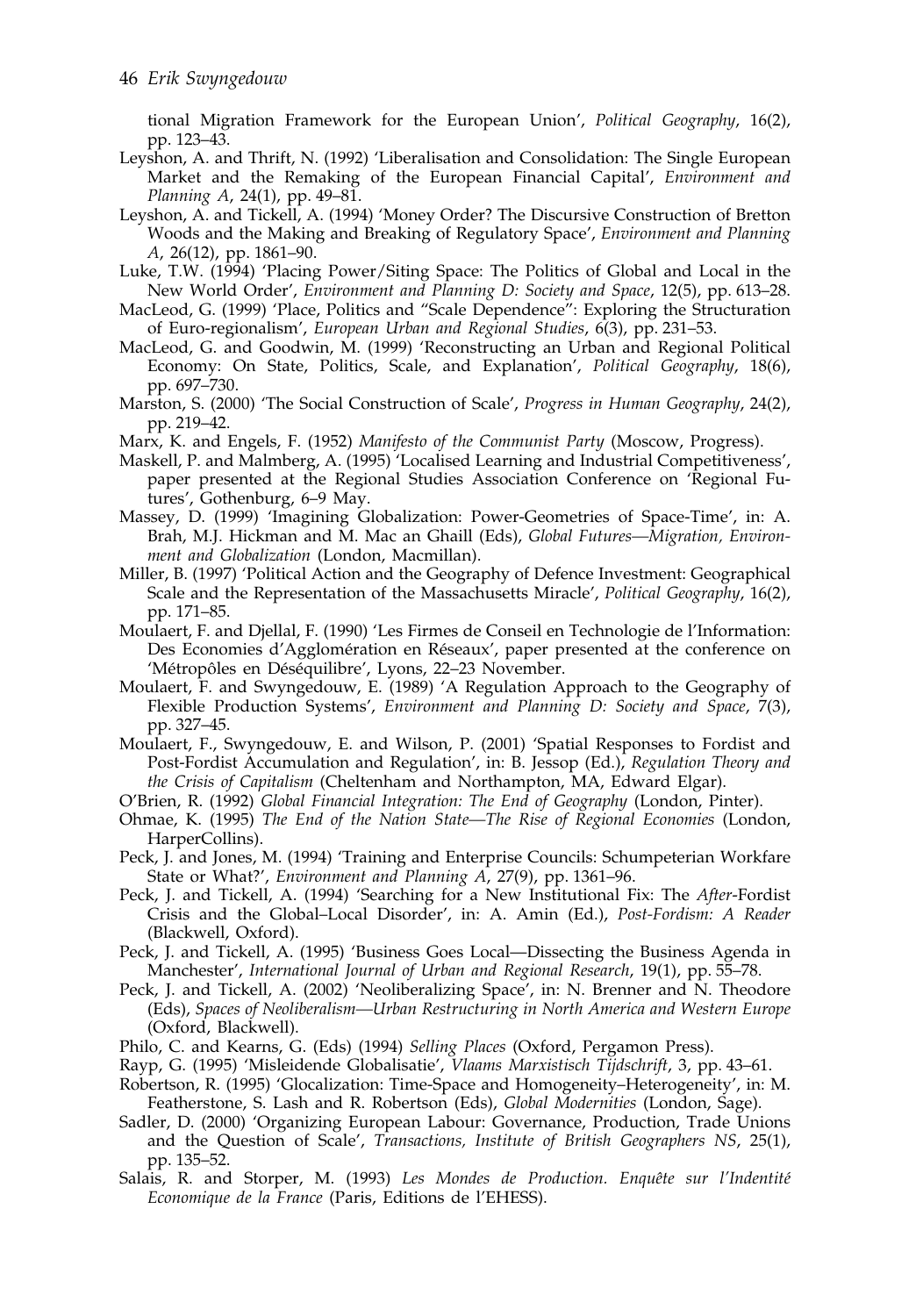tional Migration Framework for the European Union', *Political Geography*, 16(2), pp. 123–43.

Leyshon, A. and Thrift, N. (1992) 'Liberalisation and Consolidation: The Single European Market and the Remaking of the European Financial Capital', *Environment and Planning A*, 24(1), pp. 49–81.

Leyshon, A. and Tickell, A. (1994) 'Money Order? The Discursive Construction of Bretton Woods and the Making and Breaking of Regulatory Space', *Environment and Planning A*, 26(12), pp. 1861–90.

Luke, T.W. (1994) 'Placing Power/Siting Space: The Politics of Global and Local in the New World Order', *Environment and Planning D: Society and Space*, 12(5), pp. 613–28.

MacLeod, G. (1999) 'Place, Politics and "Scale Dependence": Exploring the Structuration of Euro-regionalism', *European Urban and Regional Studies*, 6(3), pp. 231–53.

MacLeod, G. and Goodwin, M. (1999) 'Reconstructing an Urban and Regional Political Economy: On State, Politics, Scale, and Explanation', *Political Geography*, 18(6), pp. 697–730.

Marston, S. (2000) 'The Social Construction of Scale', *Progress in Human Geography*, 24(2), pp. 219–42.

Marx, K. and Engels, F. (1952) *Manifesto of the Communist Party* (Moscow, Progress).

Maskell, P. and Malmberg, A. (1995) 'Localised Learning and Industrial Competitiveness', paper presented at the Regional Studies Association Conference on 'Regional Futures', Gothenburg, 6–9 May.

Massey, D. (1999) 'Imagining Globalization: Power-Geometries of Space-Time', in: A. Brah, M.J. Hickman and M. Mac an Ghaill (Eds), *Global Futures—Migration, Environment and Globalization* (London, Macmillan).

Miller, B. (1997) 'Political Action and the Geography of Defence Investment: Geographical Scale and the Representation of the Massachusetts Miracle', *Political Geography*, 16(2), pp. 171–85.

Moulaert, F. and Djellal, F. (1990) 'Les Firmes de Conseil en Technologie de l'Information: Des Economies d'Agglomération en Réseaux', paper presented at the conference on 'Métropôles en Déséquilibre', Lyons, 22–23 November.

Moulaert, F. and Swyngedouw, E. (1989) 'A Regulation Approach to the Geography of Flexible Production Systems', *Environment and Planning D: Society and Space*, 7(3), pp. 327–45.

Moulaert, F., Swyngedouw, E. and Wilson, P. (2001) 'Spatial Responses to Fordist and Post-Fordist Accumulation and Regulation', in: B. Jessop (Ed.), *Regulation Theory and the Crisis of Capitalism* (Cheltenham and Northampton, MA, Edward Elgar).

O'Brien, R. (1992) *Global Financial Integration: The End of Geography* (London, Pinter).

Ohmae, K. (1995) *The End of the Nation State—The Rise of Regional Economies* (London, HarperCollins).

Peck, J. and Jones, M. (1994) 'Training and Enterprise Councils: Schumpeterian Workfare State or What?', *Environment and Planning A*, 27(9), pp. 1361–96.

Peck, J. and Tickell, A. (1994) 'Searching for a New Institutional Fix: The *After*-Fordist Crisis and the Global–Local Disorder', in: A. Amin (Ed.), *Post-Fordism: A Reader* (Blackwell, Oxford).

Peck, J. and Tickell, A. (1995) 'Business Goes Local—Dissecting the Business Agenda in Manchester', *International Journal of Urban and Regional Research*, 19(1), pp. 55–78.

Peck, J. and Tickell, A. (2002) 'Neoliberalizing Space', in: N. Brenner and N. Theodore (Eds), *Spaces of Neoliberalism—Urban Restructuring in North America and Western Europe* (Oxford, Blackwell).

Philo, C. and Kearns, G. (Eds) (1994) *Selling Places* (Oxford, Pergamon Press).

Rayp, G. (1995) 'Misleidende Globalisatie', *Vlaams Marxistisch Tijdschrift*, 3, pp. 43–61.

Robertson, R. (1995) 'Glocalization: Time-Space and Homogeneity–Heterogeneity', in: M. Featherstone, S. Lash and R. Robertson (Eds), *Global Modernities* (London, Sage).

Sadler, D. (2000) 'Organizing European Labour: Governance, Production, Trade Unions and the Question of Scale', *Transactions, Institute of British Geographers NS*, 25(1), pp. 135–52.

Salais, R. and Storper, M. (1993) *Les Mondes de Production. Enquête sur l'Indentité Economique de la France* (Paris, Editions de l'EHESS).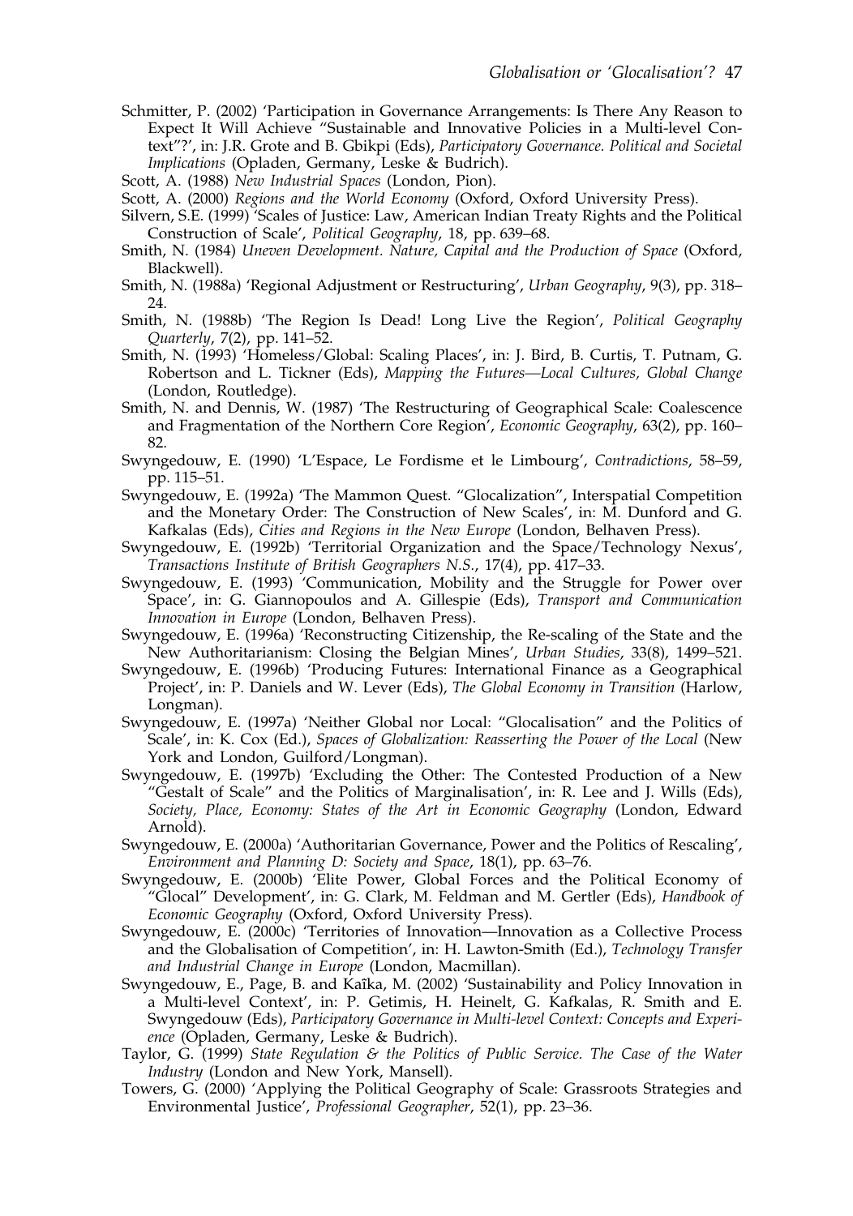Schmitter, P. (2002) 'Participation in Governance Arrangements: Is There Any Reason to Expect It Will Achieve "Sustainable and Innovative Policies in a Multi-level Context"?', in: J.R. Grote and B. Gbikpi (Eds), *Participatory Governance. Political and Societal Implications* (Opladen, Germany, Leske & Budrich).

Scott, A. (1988) *New Industrial Spaces* (London, Pion).

Scott, A. (2000) *Regions and the World Economy* (Oxford, Oxford University Press).

Silvern, S.E. (1999) 'Scales of Justice: Law, American Indian Treaty Rights and the Political Construction of Scale', *Political Geography*, 18, pp. 639–68.

Smith, N. (1984) *Uneven Development. Nature, Capital and the Production of Space* (Oxford, Blackwell).

Smith, N. (1988a) 'Regional Adjustment or Restructuring', *Urban Geography*, 9(3), pp. 318–24.

Smith, N. (1988b) 'The Region Is Dead! Long Live the Region', *Political Geography Quarterly*, 7(2), pp. 141–52.

Smith, N. (1993) 'Homeless/Global: Scaling Places', in: J. Bird, B. Curtis, T. Putnam, G. Robertson and L. Tickner (Eds), *Mapping the Futures—Local Cultures, Global Change* (London, Routledge).

Smith, N. and Dennis, W. (1987) 'The Restructuring of Geographical Scale: Coalescence and Fragmentation of the Northern Core Region', *Economic Geography*, 63(2), pp. 160–82.

Swyngedouw, E. (1990) 'L'Espace, Le Fordisme et le Limbourg', *Contradictions*, 58–59, pp. 115–51.

Swyngedouw, E. (1992a) 'The Mammon Quest. "Glocalization", Interspatial Competition and the Monetary Order: The Construction of New Scales', in: M. Dunford and G. Kafkalas (Eds), *Cities and Regions in the New Europe* (London, Belhaven Press).

Swyngedouw, E. (1992b) 'Territorial Organization and the Space/Technology Nexus', *Transactions Institute of British Geographers N.S.*, 17(4), pp. 417–33.

Swyngedouw, E. (1993) 'Communication, Mobility and the Struggle for Power over Space', in: G. Giannopoulos and A. Gillespie (Eds), *Transport and Communication Innovation in Europe* (London, Belhaven Press).

Swyngedouw, E. (1996a) 'Reconstructing Citizenship, the Re-scaling of the State and the New Authoritarianism: Closing the Belgian Mines', *Urban Studies*, 33(8), 1499–521.

Swyngedouw, E. (1996b) 'Producing Futures: International Finance as a Geographical Project', in: P. Daniels and W. Lever (Eds), *The Global Economy in Transition* (Harlow, Longman).

Swyngedouw, E. (1997a) 'Neither Global nor Local: "Glocalisation" and the Politics of Scale', in: K. Cox (Ed.), *Spaces of Globalization: Reasserting the Power of the Local* (New York and London, Guilford/Longman).

Swyngedouw, E. (1997b) 'Excluding the Other: The Contested Production of a New "Gestalt of Scale" and the Politics of Marginalisation', in: R. Lee and J. Wills (Eds), *Society, Place, Economy: States of the Art in Economic Geography* (London, Edward Arnold).

Swyngedouw, E. (2000a) 'Authoritarian Governance, Power and the Politics of Rescaling', *Environment and Planning D: Society and Space*, 18(1), pp. 63–76.

Swyngedouw, E. (2000b) 'Elite Power, Global Forces and the Political Economy of "Glocal" Development', in: G. Clark, M. Feldman and M. Gertler (Eds), *Handbook of Economic Geography* (Oxford, Oxford University Press).

Swyngedouw, E. (2000c) 'Territories of Innovation—Innovation as a Collective Process and the Globalisation of Competition', in: H. Lawton-Smith (Ed.), *Technology Transfer and Industrial Change in Europe* (London, Macmillan).

Swyngedouw, E., Page, B. and Kaïka, M. (2002) 'Sustainability and Policy Innovation in a Multi-level Context', in: P. Getimis, H. Heinelt, G. Kafkalas, R. Smith and E. Swyngedouw (Eds), *Participatory Governance in Multi-level Context: Concepts and Experience* (Opladen, Germany, Leske & Budrich).

Taylor, G. (1999) *State Regulation & the Politics of Public Service. The Case of the Water Industry* (London and New York, Mansell).

Towers, G. (2000) 'Applying the Political Geography of Scale: Grassroots Strategies and Environmental Justice', *Professional Geographer*, 52(1), pp. 23–36.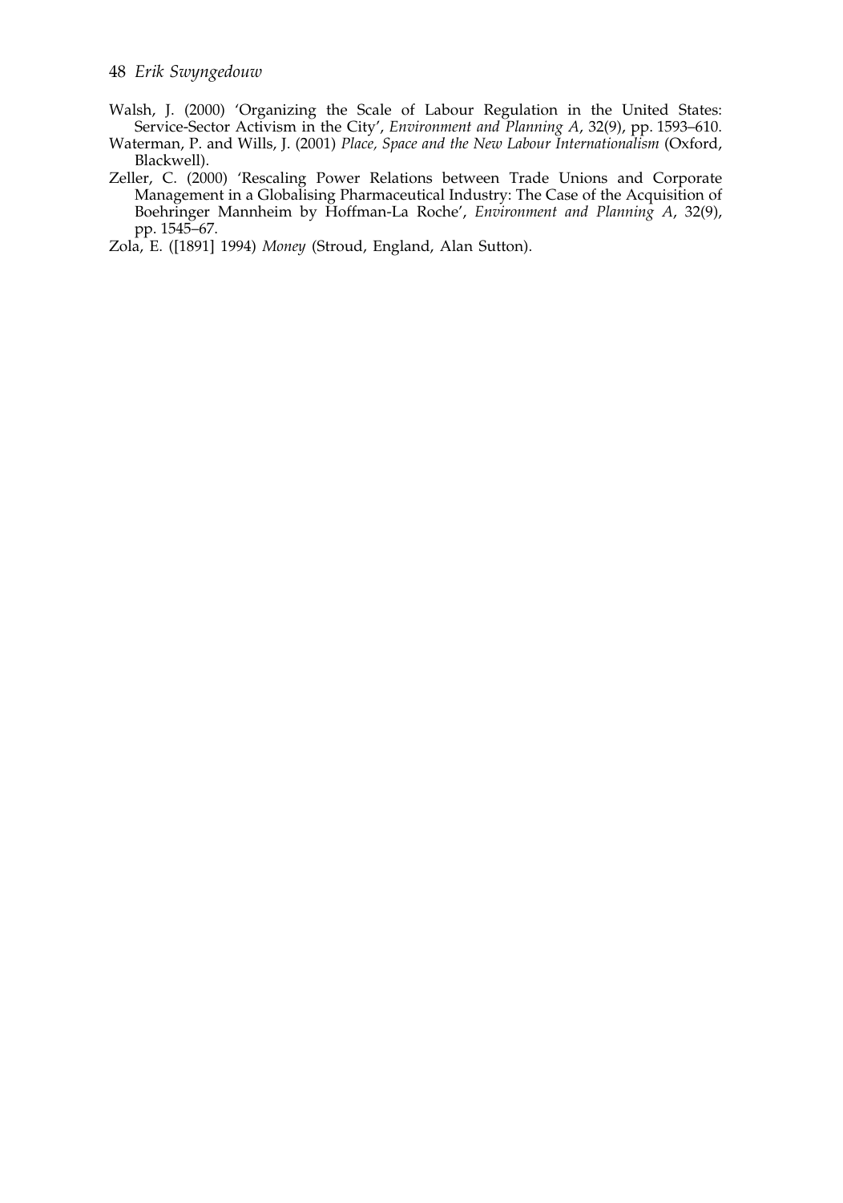Walsh, J. (2000) 'Organizing the Scale of Labour Regulation in the United States: Service-Sector Activism in the City', *Environment and Planning A*, 32(9), pp. 1593–610.

Waterman, P. and Wills, J. (2001) *Place, Space and the New Labour Internationalism* (Oxford, Blackwell).

Zeller, C. (2000) 'Rescaling Power Relations between Trade Unions and Corporate Management in a Globalising Pharmaceutical Industry: The Case of the Acquisition of Boehringer Mannheim by Hoffman-La Roche', *Environment and Planning A*, 32(9), pp. 1545–67.

Zola, E. ([1891] 1994) *Money* (Stroud, England, Alan Sutton).